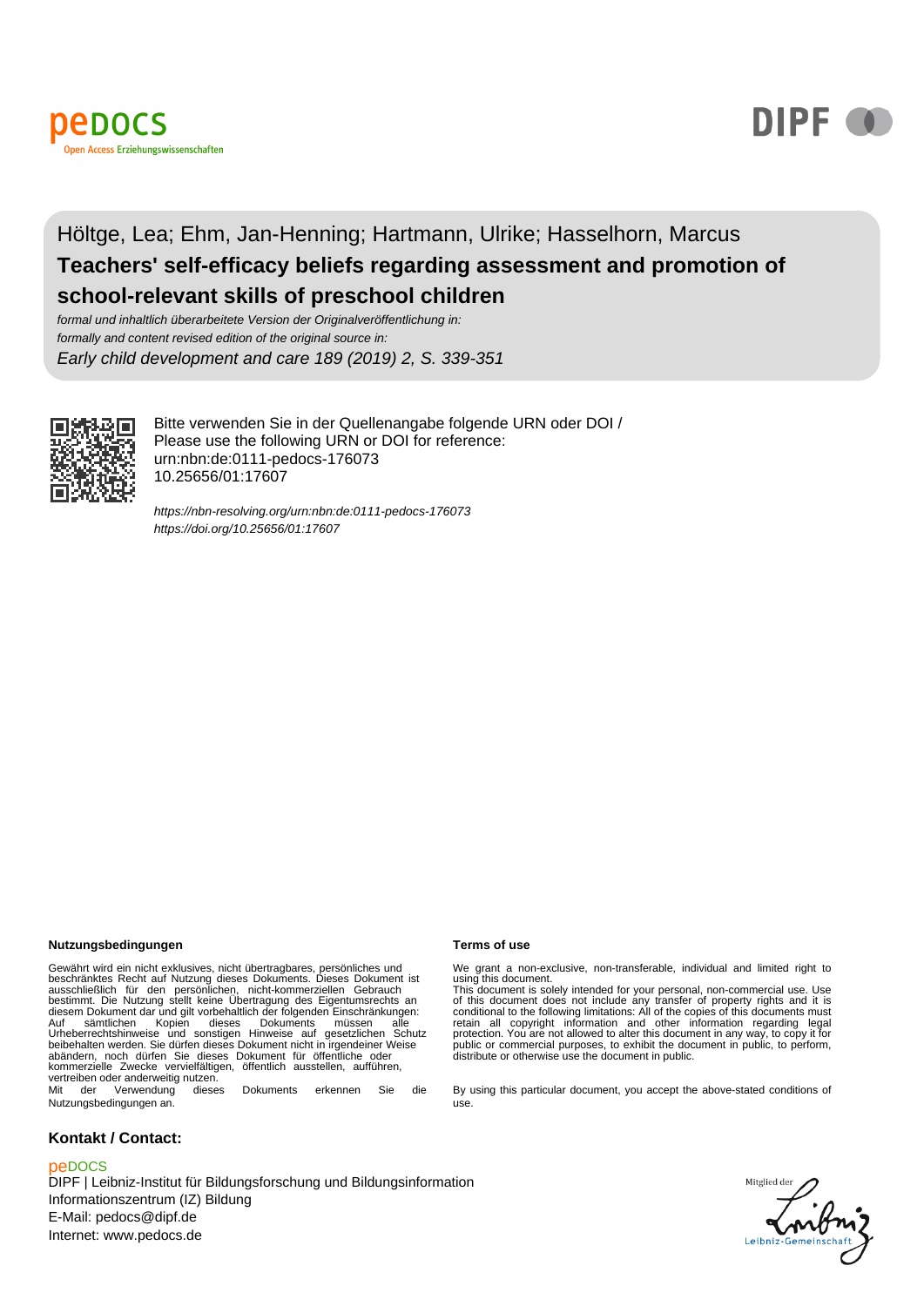Höltge, Lea; Ehm, Jan-Henning; Hartmann, Ulrike; Hasselhorn, Marcus

# Teachers' self-efficacy beliefs regarding assessment and promotion of school-relevant skills of preschool children

*formal und inhaltlich überarbeitete Version der Originalveröffentlichung in:*
*formally and content revised edition of the original source in:*
*Early child development and care 189 (2019) 2, S. 339-351*

Bitte verwenden Sie in der Quellenangabe folgende URN oder DOI /
Please use the following URN or DOI for reference:
urn:nbn:de:0111-pedocs-176073
10.25656/01:17607

*https://nbn-resolving.org/urn:nbn:de:0111-pedocs-176073*
*https://doi.org/10.25656/01:17607*

**Nutzungsbedingungen**

Gewährt wird ein nicht exklusives, nicht übertragbares, persönliches und beschränktes Recht auf Nutzung dieses Dokuments. Dieses Dokument ist ausschließlich für den persönlichen, nicht-kommerziellen Gebrauch bestimmt. Die Nutzung stellt keine Übertragung des Eigentumsrechts an diesem Dokument dar und gilt vorbehaltlich der folgenden Einschränkungen: Auf sämtlichen Kopien dieses Dokuments müssen alle Urheberrechtshinweise und sonstigen Hinweise auf gesetzlichen Schutz beibehalten werden. Sie dürfen dieses Dokument nicht in irgendeiner Weise abändern, noch dürfen Sie dieses Dokument für öffentliche oder kommerzielle Zwecke vervielfältigen, öffentlich ausstellen, aufführen, vertreiben oder anderweitig nutzen.
Mit der Verwendung dieses Dokuments erkennen Sie die Nutzungsbedingungen an.

**Terms of use**

We grant a non-exclusive, non-transferable, individual and limited right to using this document.
This document is solely intended for your personal, non-commercial use. Use of this document does not include any transfer of property rights and it is conditional to the following limitations: All of the copies of this documents must retain all copyright information and other information regarding legal protection. You are not allowed to alter this document in any way, to copy it for public or commercial purposes, to exhibit the document in public, to perform, distribute or otherwise use the document in public.

By using this particular document, you accept the above-stated conditions of use.

**Kontakt / Contact:**

peDOCS
DIPF | Leibniz-Institut für Bildungsforschung und Bildungsinformation
Informationszentrum (IZ) Bildung
E-Mail: pedocs@dipf.de
Internet: www.pedocs.de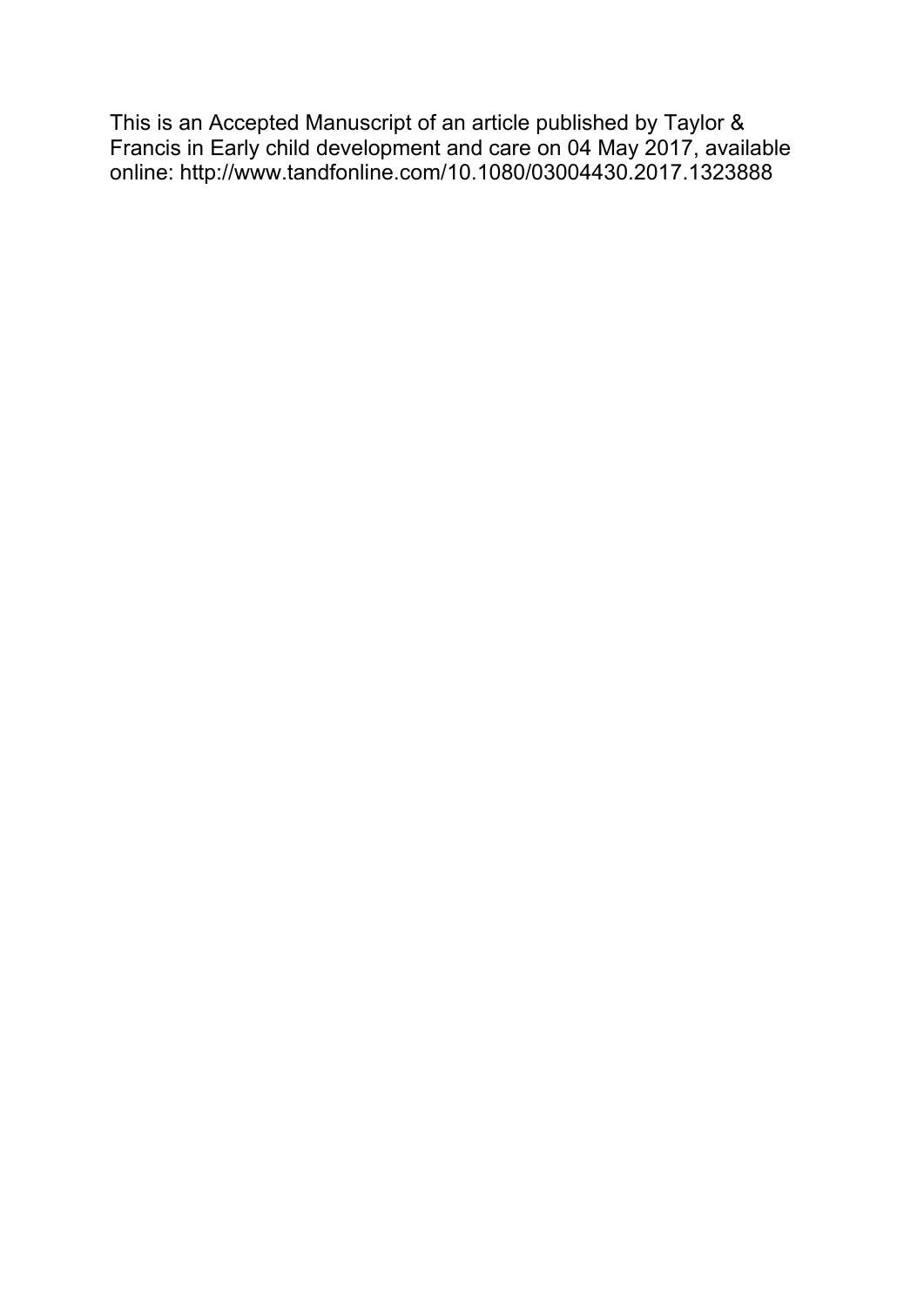This is an Accepted Manuscript of an article published by Taylor & Francis in Early child development and care on 04 May 2017, available online: http://www.tandfonline.com/10.1080/03004430.2017.1323888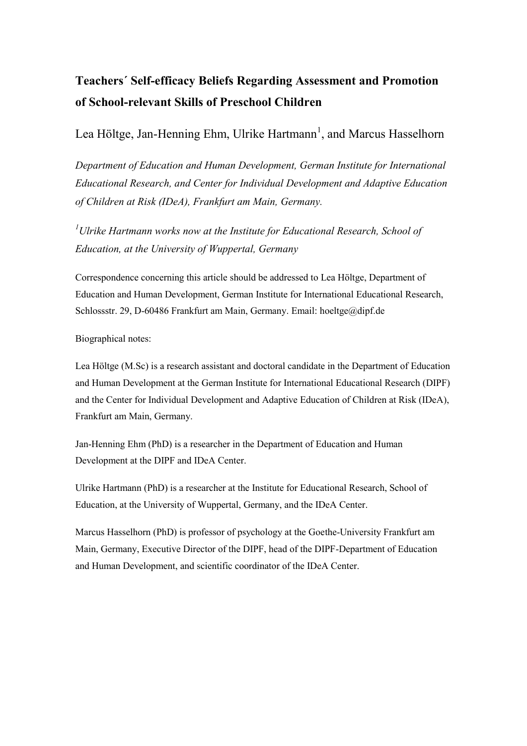# Teachers´ Self-efficacy Beliefs Regarding Assessment and Promotion of School-relevant Skills of Preschool Children

Lea Höltge, Jan-Henning Ehm, Ulrike Hartmann[1], and Marcus Hasselhorn

*Department of Education and Human Development, German Institute for International Educational Research, and Center for Individual Development and Adaptive Education of Children at Risk (IDeA), Frankfurt am Main, Germany.*

*[1]Ulrike Hartmann works now at the Institute for Educational Research, School of Education, at the University of Wuppertal, Germany*

Correspondence concerning this article should be addressed to Lea Höltge, Department of Education and Human Development, German Institute for International Educational Research, Schlossstr. 29, D-60486 Frankfurt am Main, Germany. Email: hoeltge@dipf.de

Biographical notes:

Lea Höltge (M.Sc) is a research assistant and doctoral candidate in the Department of Education and Human Development at the German Institute for International Educational Research (DIPF) and the Center for Individual Development and Adaptive Education of Children at Risk (IDeA), Frankfurt am Main, Germany.

Jan-Henning Ehm (PhD) is a researcher in the Department of Education and Human Development at the DIPF and IDeA Center.

Ulrike Hartmann (PhD) is a researcher at the Institute for Educational Research, School of Education, at the University of Wuppertal, Germany, and the IDeA Center.

Marcus Hasselhorn (PhD) is professor of psychology at the Goethe-University Frankfurt am Main, Germany, Executive Director of the DIPF, head of the DIPF-Department of Education and Human Development, and scientific coordinator of the IDeA Center.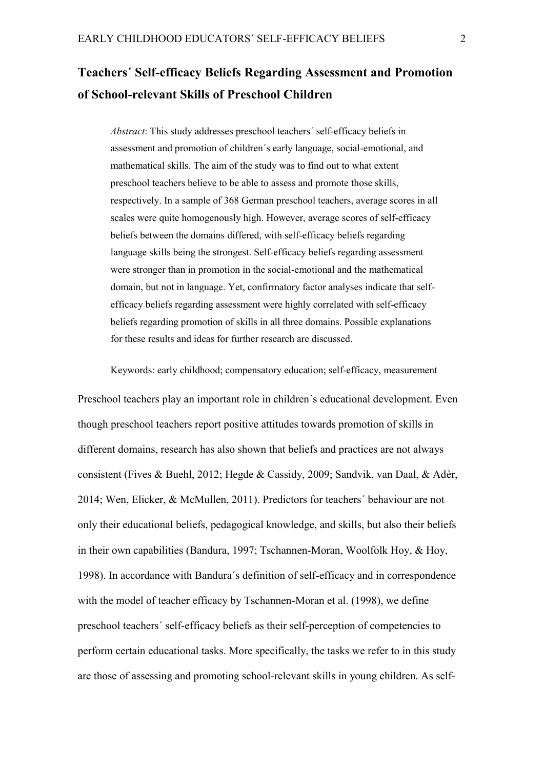# Teachers´ Self-efficacy Beliefs Regarding Assessment and Promotion of School-relevant Skills of Preschool Children

*Abstract*: This study addresses preschool teachers´ self-efficacy beliefs in assessment and promotion of children´s early language, social-emotional, and mathematical skills. The aim of the study was to find out to what extent preschool teachers believe to be able to assess and promote those skills, respectively. In a sample of 368 German preschool teachers, average scores in all scales were quite homogenously high. However, average scores of self-efficacy beliefs between the domains differed, with self-efficacy beliefs regarding language skills being the strongest. Self-efficacy beliefs regarding assessment were stronger than in promotion in the social-emotional and the mathematical domain, but not in language. Yet, confirmatory factor analyses indicate that self-efficacy beliefs regarding assessment were highly correlated with self-efficacy beliefs regarding promotion of skills in all three domains. Possible explanations for these results and ideas for further research are discussed.

Keywords: early childhood; compensatory education; self-efficacy, measurement

Preschool teachers play an important role in children´s educational development. Even though preschool teachers report positive attitudes towards promotion of skills in different domains, research has also shown that beliefs and practices are not always consistent (Fives & Buehl, 2012; Hegde & Cassidy, 2009; Sandvik, van Daal, & Adèr, 2014; Wen, Elicker, & McMullen, 2011). Predictors for teachers´ behaviour are not only their educational beliefs, pedagogical knowledge, and skills, but also their beliefs in their own capabilities (Bandura, 1997; Tschannen-Moran, Woolfolk Hoy, & Hoy, 1998). In accordance with Bandura´s definition of self-efficacy and in correspondence with the model of teacher efficacy by Tschannen-Moran et al. (1998), we define preschool teachers´ self-efficacy beliefs as their self-perception of competencies to perform certain educational tasks. More specifically, the tasks we refer to in this study are those of assessing and promoting school-relevant skills in young children. As self-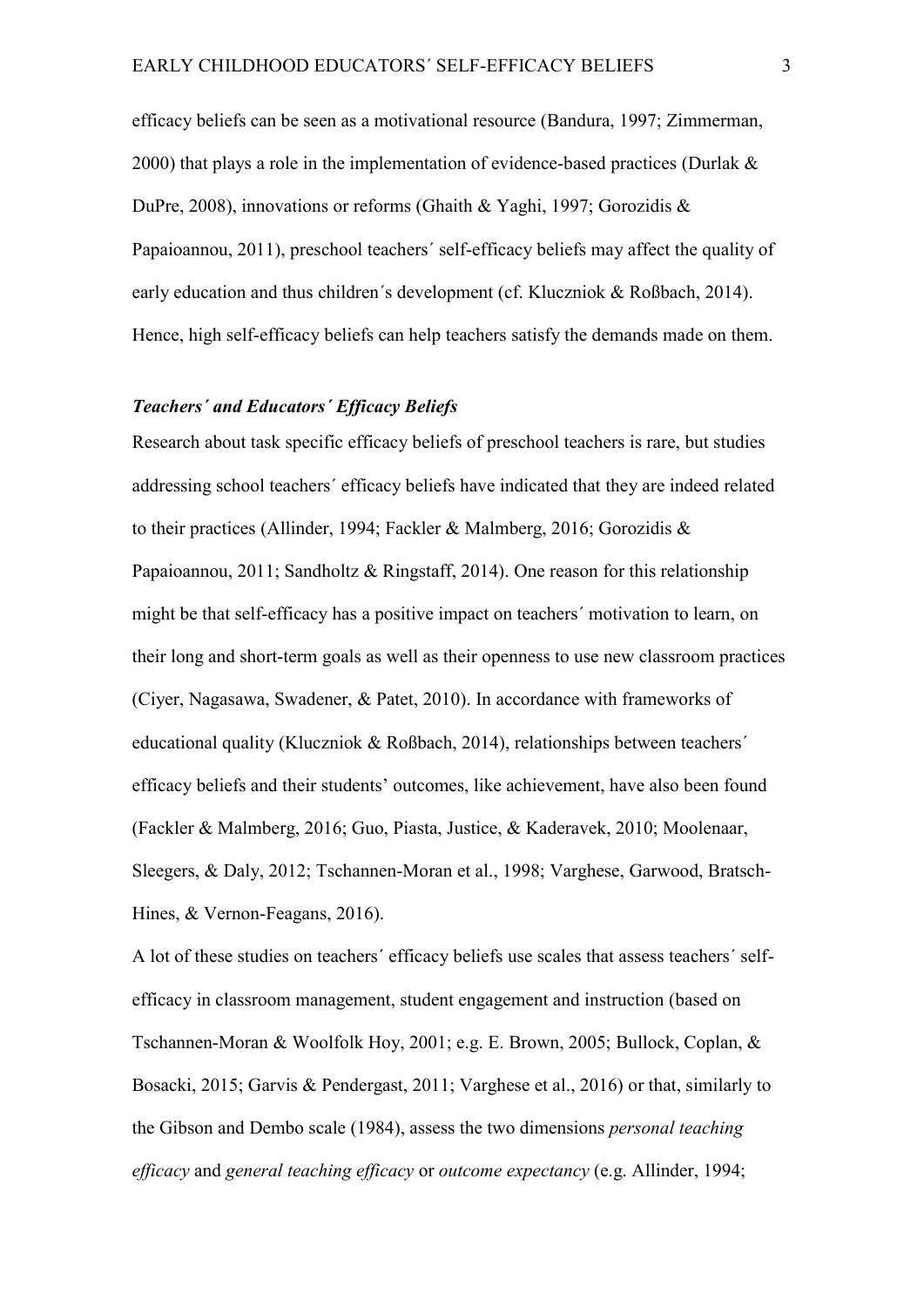efficacy beliefs can be seen as a motivational resource (Bandura, 1997; Zimmerman, 2000) that plays a role in the implementation of evidence-based practices (Durlak & DuPre, 2008), innovations or reforms (Ghaith & Yaghi, 1997; Gorozidis & Papaioannou, 2011), preschool teachers´ self-efficacy beliefs may affect the quality of early education and thus children´s development (cf. Kluczniok & Roßbach, 2014). Hence, high self-efficacy beliefs can help teachers satisfy the demands made on them.

### *Teachers´ and Educators´ Efficacy Beliefs*

Research about task specific efficacy beliefs of preschool teachers is rare, but studies addressing school teachers´ efficacy beliefs have indicated that they are indeed related to their practices (Allinder, 1994; Fackler & Malmberg, 2016; Gorozidis & Papaioannou, 2011; Sandholtz & Ringstaff, 2014). One reason for this relationship might be that self-efficacy has a positive impact on teachers´ motivation to learn, on their long and short-term goals as well as their openness to use new classroom practices (Ciyer, Nagasawa, Swadener, & Patet, 2010). In accordance with frameworks of educational quality (Kluczniok & Roßbach, 2014), relationships between teachers´ efficacy beliefs and their students' outcomes, like achievement, have also been found (Fackler & Malmberg, 2016; Guo, Piasta, Justice, & Kaderavek, 2010; Moolenaar, Sleegers, & Daly, 2012; Tschannen-Moran et al., 1998; Varghese, Garwood, Bratsch-Hines, & Vernon-Feagans, 2016).

A lot of these studies on teachers´ efficacy beliefs use scales that assess teachers´ self-efficacy in classroom management, student engagement and instruction (based on Tschannen-Moran & Woolfolk Hoy, 2001; e.g. E. Brown, 2005; Bullock, Coplan, & Bosacki, 2015; Garvis & Pendergast, 2011; Varghese et al., 2016) or that, similarly to the Gibson and Dembo scale (1984), assess the two dimensions *personal teaching efficacy* and *general teaching efficacy* or *outcome expectancy* (e.g. Allinder, 1994;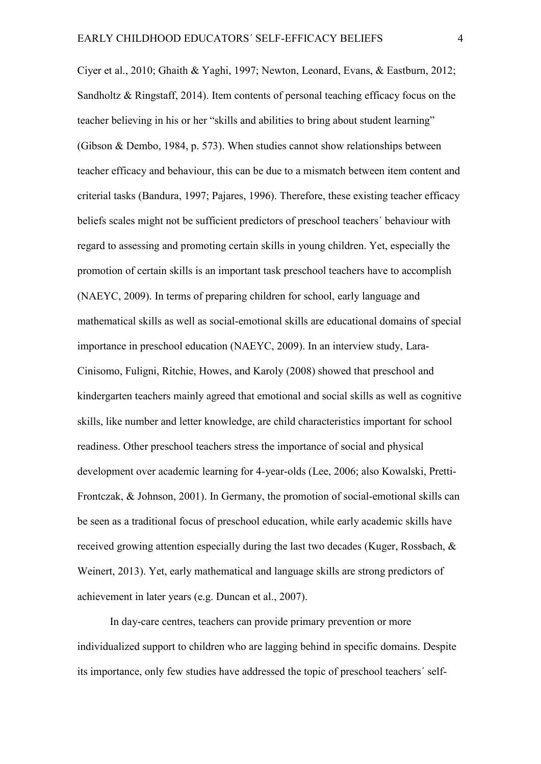Ciyer et al., 2010; Ghaith & Yaghi, 1997; Newton, Leonard, Evans, & Eastburn, 2012; Sandholtz & Ringstaff, 2014). Item contents of personal teaching efficacy focus on the teacher believing in his or her "skills and abilities to bring about student learning" (Gibson & Dembo, 1984, p. 573). When studies cannot show relationships between teacher efficacy and behaviour, this can be due to a mismatch between item content and criterial tasks (Bandura, 1997; Pajares, 1996). Therefore, these existing teacher efficacy beliefs scales might not be sufficient predictors of preschool teachers´ behaviour with regard to assessing and promoting certain skills in young children. Yet, especially the promotion of certain skills is an important task preschool teachers have to accomplish (NAEYC, 2009). In terms of preparing children for school, early language and mathematical skills as well as social-emotional skills are educational domains of special importance in preschool education (NAEYC, 2009). In an interview study, Lara-Cinisomo, Fuligni, Ritchie, Howes, and Karoly (2008) showed that preschool and kindergarten teachers mainly agreed that emotional and social skills as well as cognitive skills, like number and letter knowledge, are child characteristics important for school readiness. Other preschool teachers stress the importance of social and physical development over academic learning for 4-year-olds (Lee, 2006; also Kowalski, Pretti-Frontczak, & Johnson, 2001). In Germany, the promotion of social-emotional skills can be seen as a traditional focus of preschool education, while early academic skills have received growing attention especially during the last two decades (Kuger, Rossbach, & Weinert, 2013). Yet, early mathematical and language skills are strong predictors of achievement in later years (e.g. Duncan et al., 2007).

In day-care centres, teachers can provide primary prevention or more individualized support to children who are lagging behind in specific domains. Despite its importance, only few studies have addressed the topic of preschool teachers´ self-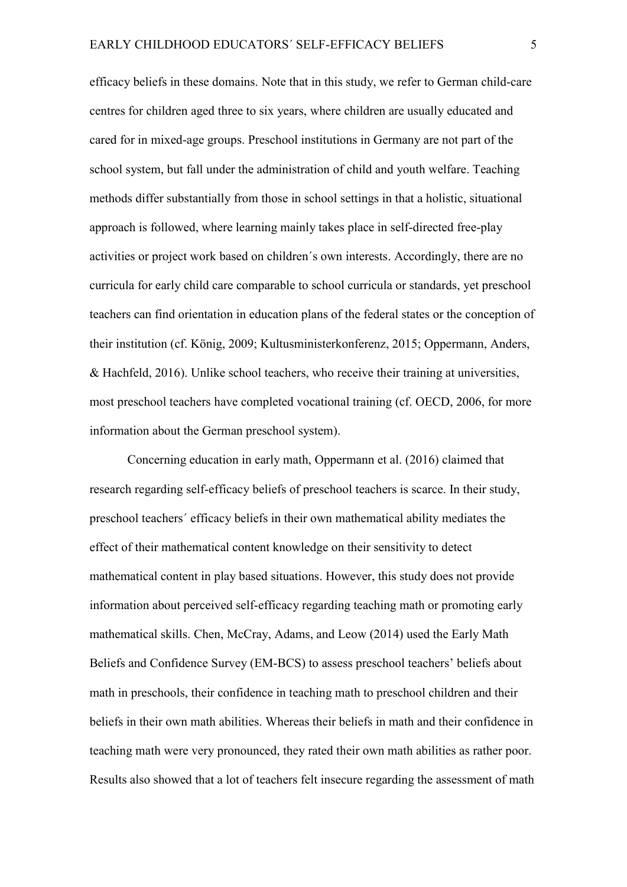efficacy beliefs in these domains. Note that in this study, we refer to German child-care centres for children aged three to six years, where children are usually educated and cared for in mixed-age groups. Preschool institutions in Germany are not part of the school system, but fall under the administration of child and youth welfare. Teaching methods differ substantially from those in school settings in that a holistic, situational approach is followed, where learning mainly takes place in self-directed free-play activities or project work based on children´s own interests. Accordingly, there are no curricula for early child care comparable to school curricula or standards, yet preschool teachers can find orientation in education plans of the federal states or the conception of their institution (cf. König, 2009; Kultusministerkonferenz, 2015; Oppermann, Anders, & Hachfeld, 2016). Unlike school teachers, who receive their training at universities, most preschool teachers have completed vocational training (cf. OECD, 2006, for more information about the German preschool system).

Concerning education in early math, Oppermann et al. (2016) claimed that research regarding self-efficacy beliefs of preschool teachers is scarce. In their study, preschool teachers´ efficacy beliefs in their own mathematical ability mediates the effect of their mathematical content knowledge on their sensitivity to detect mathematical content in play based situations. However, this study does not provide information about perceived self-efficacy regarding teaching math or promoting early mathematical skills. Chen, McCray, Adams, and Leow (2014) used the Early Math Beliefs and Confidence Survey (EM-BCS) to assess preschool teachers' beliefs about math in preschools, their confidence in teaching math to preschool children and their beliefs in their own math abilities. Whereas their beliefs in math and their confidence in teaching math were very pronounced, they rated their own math abilities as rather poor. Results also showed that a lot of teachers felt insecure regarding the assessment of math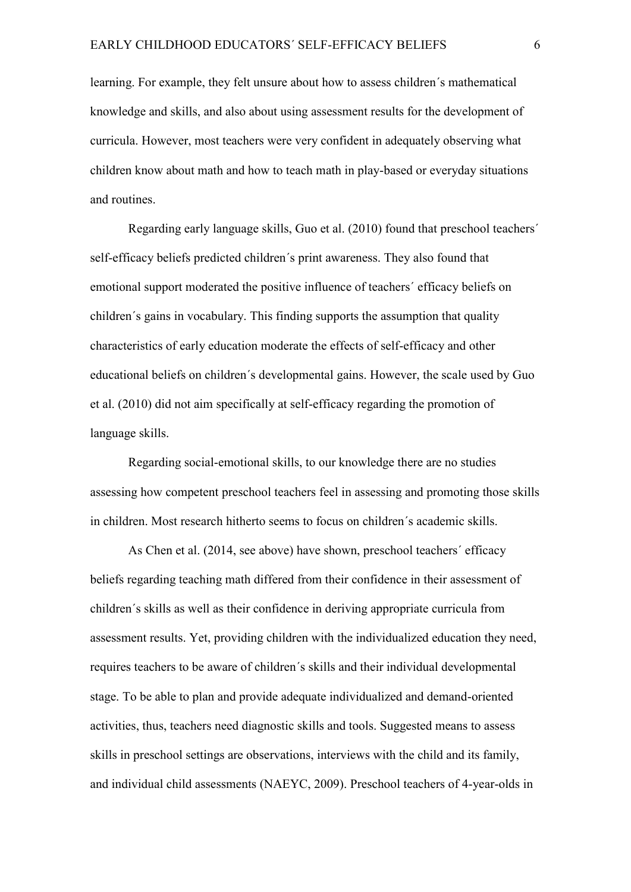learning. For example, they felt unsure about how to assess children´s mathematical knowledge and skills, and also about using assessment results for the development of curricula. However, most teachers were very confident in adequately observing what children know about math and how to teach math in play-based or everyday situations and routines.

Regarding early language skills, Guo et al. (2010) found that preschool teachers´ self-efficacy beliefs predicted children´s print awareness. They also found that emotional support moderated the positive influence of teachers´ efficacy beliefs on children´s gains in vocabulary. This finding supports the assumption that quality characteristics of early education moderate the effects of self-efficacy and other educational beliefs on children´s developmental gains. However, the scale used by Guo et al. (2010) did not aim specifically at self-efficacy regarding the promotion of language skills.

Regarding social-emotional skills, to our knowledge there are no studies assessing how competent preschool teachers feel in assessing and promoting those skills in children. Most research hitherto seems to focus on children´s academic skills.

As Chen et al. (2014, see above) have shown, preschool teachers´ efficacy beliefs regarding teaching math differed from their confidence in their assessment of children´s skills as well as their confidence in deriving appropriate curricula from assessment results. Yet, providing children with the individualized education they need, requires teachers to be aware of children´s skills and their individual developmental stage. To be able to plan and provide adequate individualized and demand-oriented activities, thus, teachers need diagnostic skills and tools. Suggested means to assess skills in preschool settings are observations, interviews with the child and its family, and individual child assessments (NAEYC, 2009). Preschool teachers of 4-year-olds in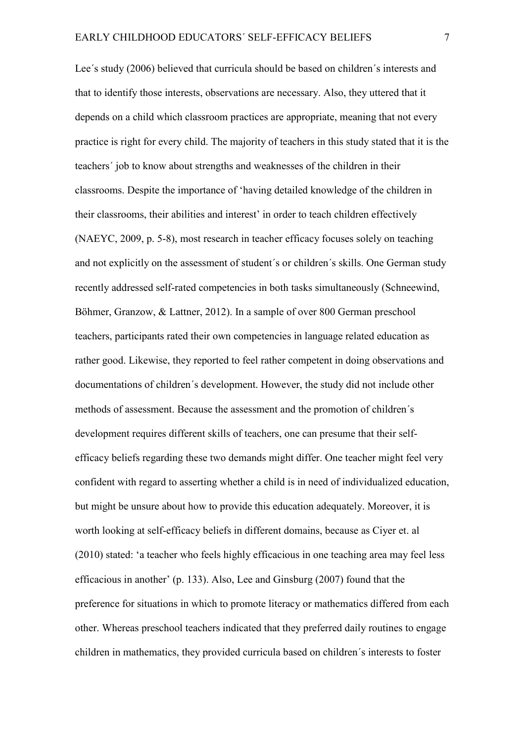Lee´s study (2006) believed that curricula should be based on children´s interests and that to identify those interests, observations are necessary. Also, they uttered that it depends on a child which classroom practices are appropriate, meaning that not every practice is right for every child. The majority of teachers in this study stated that it is the teachers´ job to know about strengths and weaknesses of the children in their classrooms. Despite the importance of 'having detailed knowledge of the children in their classrooms, their abilities and interest' in order to teach children effectively (NAEYC, 2009, p. 5-8), most research in teacher efficacy focuses solely on teaching and not explicitly on the assessment of student´s or children´s skills. One German study recently addressed self-rated competencies in both tasks simultaneously (Schneewind, Böhmer, Granzow, & Lattner, 2012). In a sample of over 800 German preschool teachers, participants rated their own competencies in language related education as rather good. Likewise, they reported to feel rather competent in doing observations and documentations of children´s development. However, the study did not include other methods of assessment. Because the assessment and the promotion of children´s development requires different skills of teachers, one can presume that their self-efficacy beliefs regarding these two demands might differ. One teacher might feel very confident with regard to asserting whether a child is in need of individualized education, but might be unsure about how to provide this education adequately. Moreover, it is worth looking at self-efficacy beliefs in different domains, because as Ciyer et. al (2010) stated: 'a teacher who feels highly efficacious in one teaching area may feel less efficacious in another' (p. 133). Also, Lee and Ginsburg (2007) found that the preference for situations in which to promote literacy or mathematics differed from each other. Whereas preschool teachers indicated that they preferred daily routines to engage children in mathematics, they provided curricula based on children´s interests to foster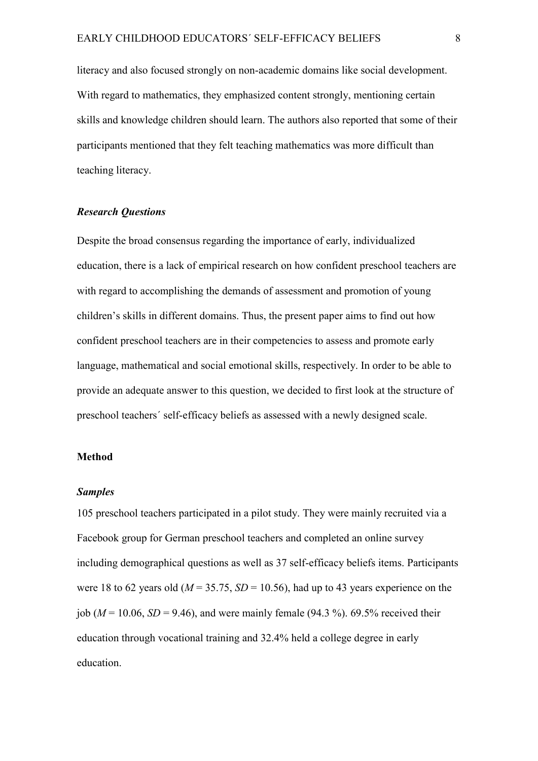literacy and also focused strongly on non-academic domains like social development. With regard to mathematics, they emphasized content strongly, mentioning certain skills and knowledge children should learn. The authors also reported that some of their participants mentioned that they felt teaching mathematics was more difficult than teaching literacy.

### *Research Questions*

Despite the broad consensus regarding the importance of early, individualized education, there is a lack of empirical research on how confident preschool teachers are with regard to accomplishing the demands of assessment and promotion of young children's skills in different domains. Thus, the present paper aims to find out how confident preschool teachers are in their competencies to assess and promote early language, mathematical and social emotional skills, respectively. In order to be able to provide an adequate answer to this question, we decided to first look at the structure of preschool teachers´ self-efficacy beliefs as assessed with a newly designed scale.

## **Method**

### *Samples*

105 preschool teachers participated in a pilot study. They were mainly recruited via a Facebook group for German preschool teachers and completed an online survey including demographical questions as well as 37 self-efficacy beliefs items. Participants were 18 to 62 years old ($M$ = 35.75, $SD$ = 10.56), had up to 43 years experience on the job ($M$ = 10.06, $SD$ = 9.46), and were mainly female (94.3 %). 69.5% received their education through vocational training and 32.4% held a college degree in early education.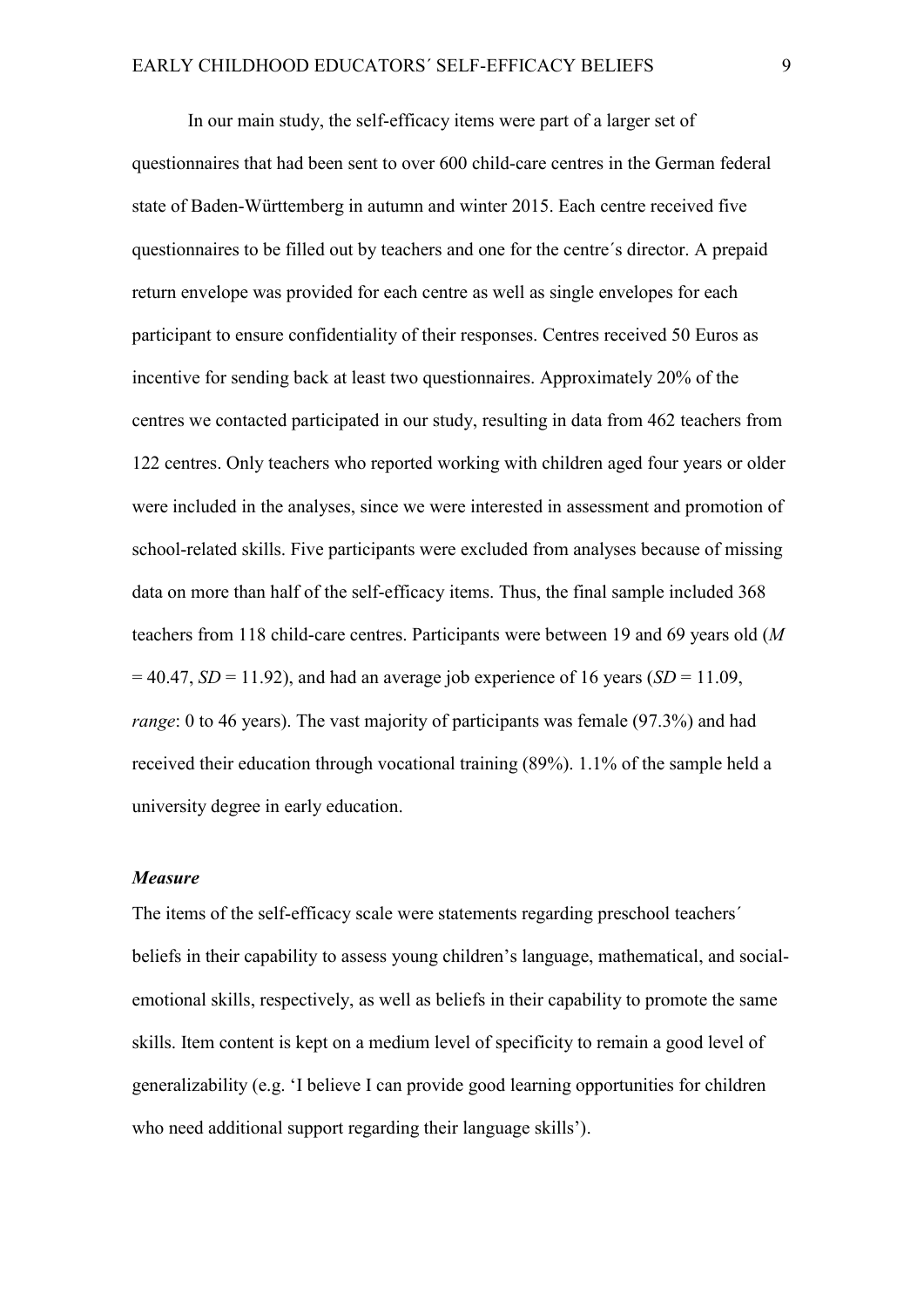In our main study, the self-efficacy items were part of a larger set of questionnaires that had been sent to over 600 child-care centres in the German federal state of Baden-Württemberg in autumn and winter 2015. Each centre received five questionnaires to be filled out by teachers and one for the centre´s director. A prepaid return envelope was provided for each centre as well as single envelopes for each participant to ensure confidentiality of their responses. Centres received 50 Euros as incentive for sending back at least two questionnaires. Approximately 20% of the centres we contacted participated in our study, resulting in data from 462 teachers from 122 centres. Only teachers who reported working with children aged four years or older were included in the analyses, since we were interested in assessment and promotion of school-related skills. Five participants were excluded from analyses because of missing data on more than half of the self-efficacy items. Thus, the final sample included 368 teachers from 118 child-care centres. Participants were between 19 and 69 years old ($M$ = 40.47, $SD$ = 11.92), and had an average job experience of 16 years ($SD$ = 11.09, *range*: 0 to 46 years). The vast majority of participants was female (97.3%) and had received their education through vocational training (89%). 1.1% of the sample held a university degree in early education.

### *Measure*

The items of the self-efficacy scale were statements regarding preschool teachers´ beliefs in their capability to assess young children's language, mathematical, and social-emotional skills, respectively, as well as beliefs in their capability to promote the same skills. Item content is kept on a medium level of specificity to remain a good level of generalizability (e.g. 'I believe I can provide good learning opportunities for children who need additional support regarding their language skills').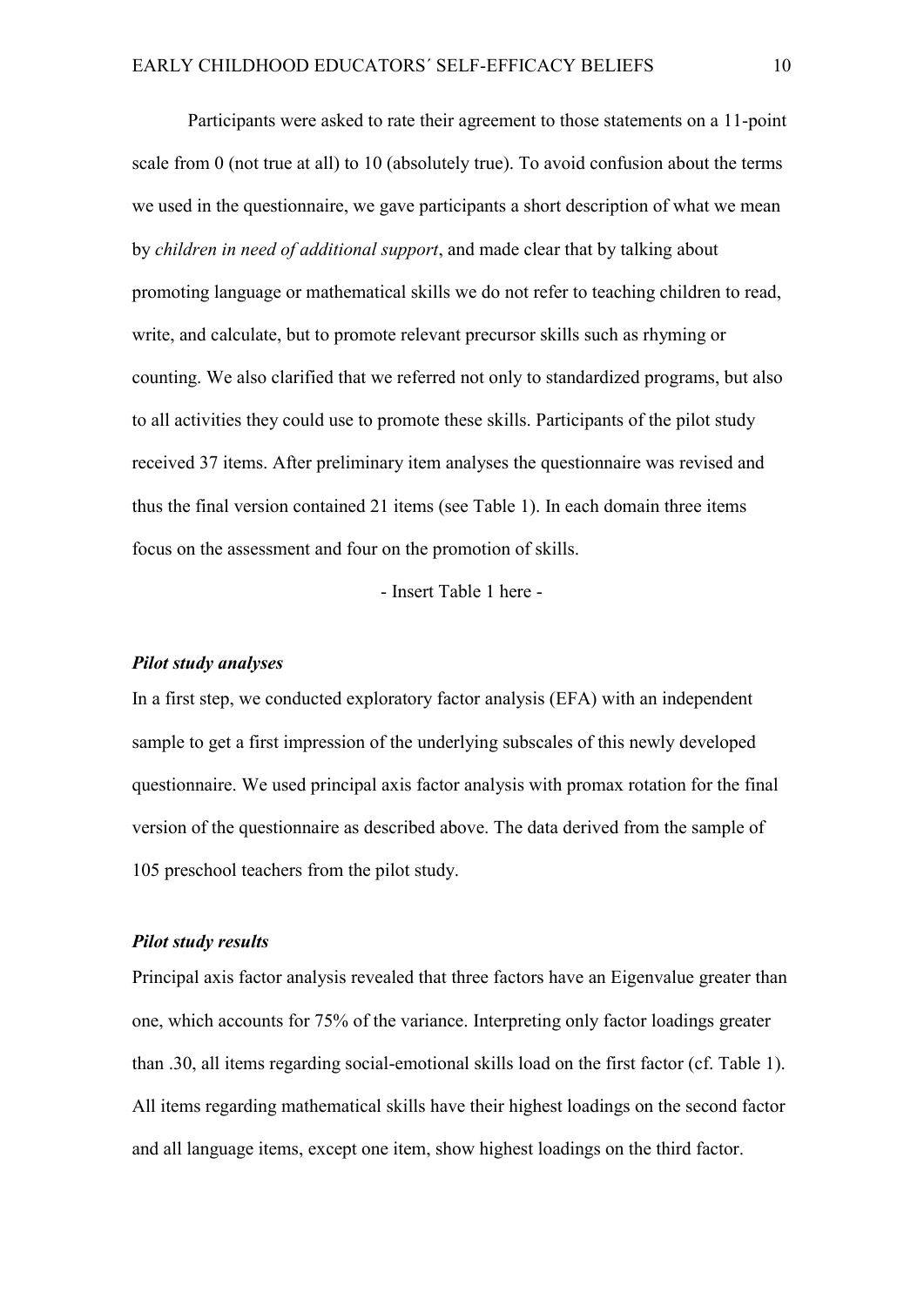Participants were asked to rate their agreement to those statements on a 11-point scale from 0 (not true at all) to 10 (absolutely true). To avoid confusion about the terms we used in the questionnaire, we gave participants a short description of what we mean by *children in need of additional support*, and made clear that by talking about promoting language or mathematical skills we do not refer to teaching children to read, write, and calculate, but to promote relevant precursor skills such as rhyming or counting. We also clarified that we referred not only to standardized programs, but also to all activities they could use to promote these skills. Participants of the pilot study received 37 items. After preliminary item analyses the questionnaire was revised and thus the final version contained 21 items (see Table 1). In each domain three items focus on the assessment and four on the promotion of skills.

- Insert Table 1 here -

### *Pilot study analyses*

In a first step, we conducted exploratory factor analysis (EFA) with an independent sample to get a first impression of the underlying subscales of this newly developed questionnaire. We used principal axis factor analysis with promax rotation for the final version of the questionnaire as described above. The data derived from the sample of 105 preschool teachers from the pilot study.

### *Pilot study results*

Principal axis factor analysis revealed that three factors have an Eigenvalue greater than one, which accounts for 75% of the variance. Interpreting only factor loadings greater than .30, all items regarding social-emotional skills load on the first factor (cf. Table 1). All items regarding mathematical skills have their highest loadings on the second factor and all language items, except one item, show highest loadings on the third factor.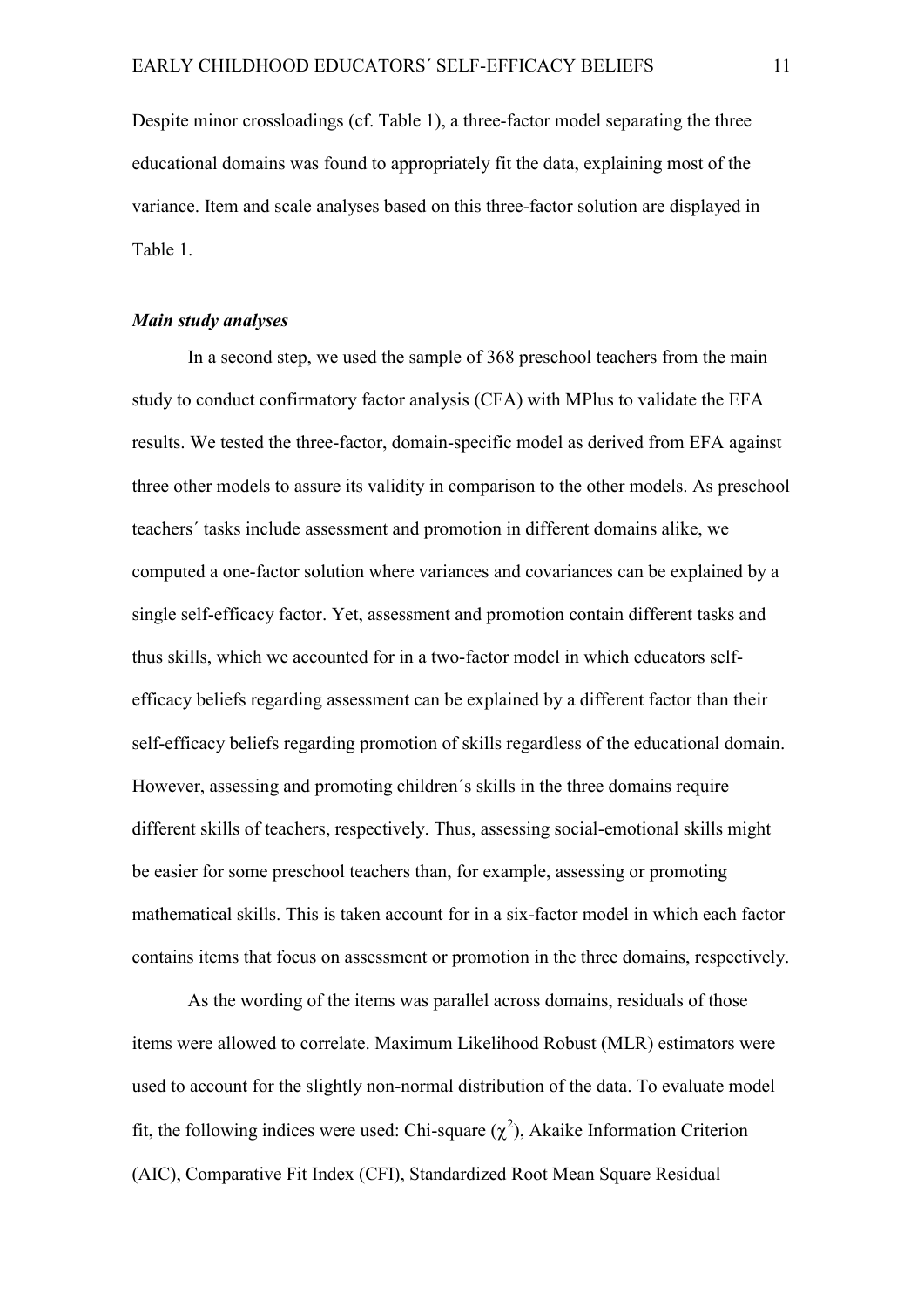Despite minor crossloadings (cf. Table 1), a three-factor model separating the three educational domains was found to appropriately fit the data, explaining most of the variance. Item and scale analyses based on this three-factor solution are displayed in Table 1.

### *Main study analyses*

In a second step, we used the sample of 368 preschool teachers from the main study to conduct confirmatory factor analysis (CFA) with MPlus to validate the EFA results. We tested the three-factor, domain-specific model as derived from EFA against three other models to assure its validity in comparison to the other models. As preschool teachers´ tasks include assessment and promotion in different domains alike, we computed a one-factor solution where variances and covariances can be explained by a single self-efficacy factor. Yet, assessment and promotion contain different tasks and thus skills, which we accounted for in a two-factor model in which educators self-efficacy beliefs regarding assessment can be explained by a different factor than their self-efficacy beliefs regarding promotion of skills regardless of the educational domain. However, assessing and promoting children´s skills in the three domains require different skills of teachers, respectively. Thus, assessing social-emotional skills might be easier for some preschool teachers than, for example, assessing or promoting mathematical skills. This is taken account for in a six-factor model in which each factor contains items that focus on assessment or promotion in the three domains, respectively.

As the wording of the items was parallel across domains, residuals of those items were allowed to correlate. Maximum Likelihood Robust (MLR) estimators were used to account for the slightly non-normal distribution of the data. To evaluate model fit, the following indices were used: Chi-square ($\chi^2$), Akaike Information Criterion (AIC), Comparative Fit Index (CFI), Standardized Root Mean Square Residual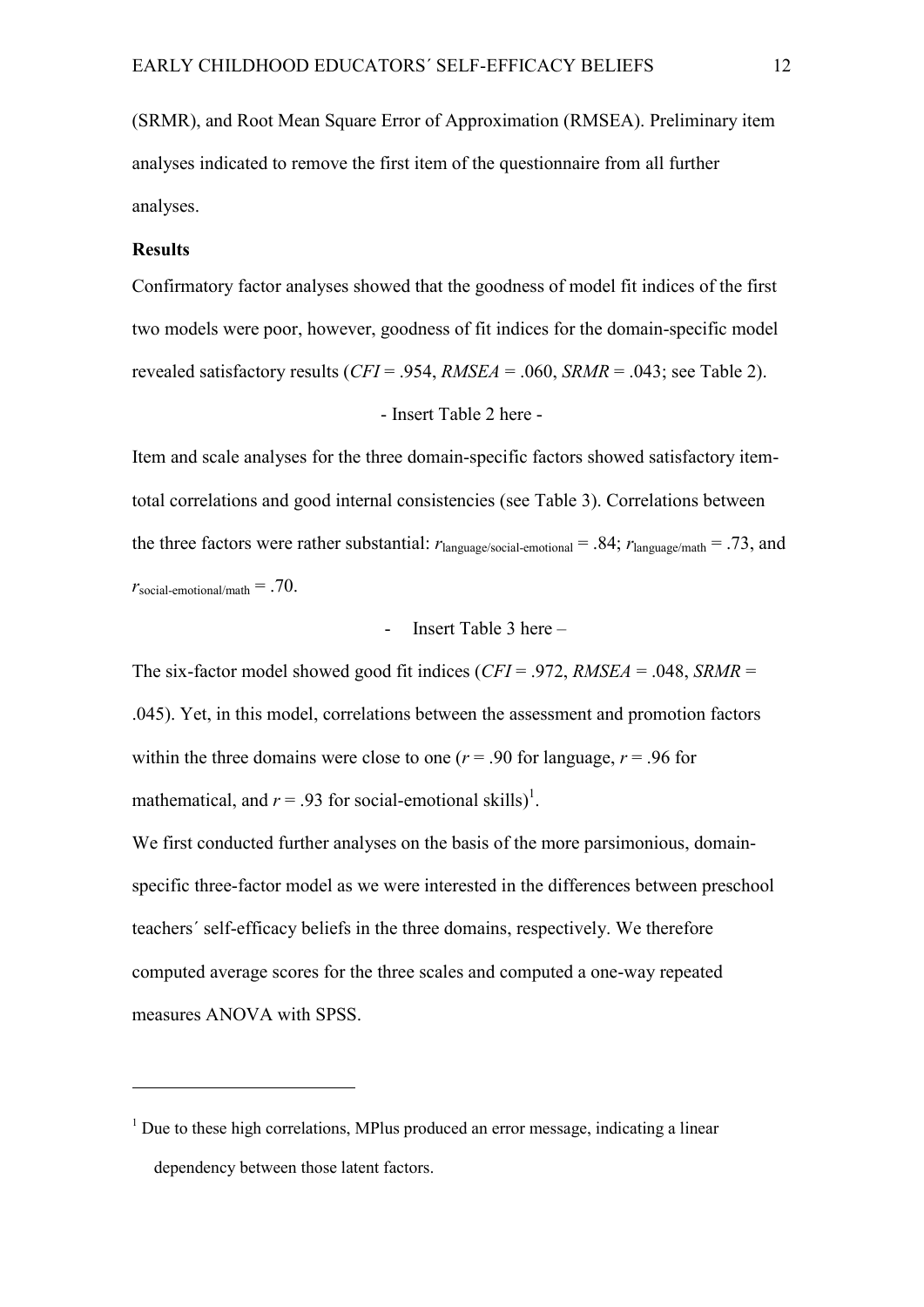(SRMR), and Root Mean Square Error of Approximation (RMSEA). Preliminary item analyses indicated to remove the first item of the questionnaire from all further analyses.

**Results**

Confirmatory factor analyses showed that the goodness of model fit indices of the first two models were poor, however, goodness of fit indices for the domain-specific model revealed satisfactory results (*CFI* = .954, *RMSEA* = .060, *SRMR* = .043; see Table 2).

- Insert Table 2 here -

Item and scale analyses for the three domain-specific factors showed satisfactory item-total correlations and good internal consistencies (see Table 3). Correlations between the three factors were rather substantial: $r_{\text{language/social-emotional}} = .84$; $r_{\text{language/math}} = .73$, and $r_{\text{social-emotional/math}} = .70$.

- Insert Table 3 here –

The six-factor model showed good fit indices (*CFI* = .972, *RMSEA* = .048, *SRMR* = .045). Yet, in this model, correlations between the assessment and promotion factors within the three domains were close to one ($r = .90$ for language, $r = .96$ for mathematical, and $r = .93$ for social-emotional skills)[1].

We first conducted further analyses on the basis of the more parsimonious, domain-specific three-factor model as we were interested in the differences between preschool teachers´ self-efficacy beliefs in the three domains, respectively. We therefore computed average scores for the three scales and computed a one-way repeated measures ANOVA with SPSS.

---

[1] Due to these high correlations, MPlus produced an error message, indicating a linear dependency between those latent factors.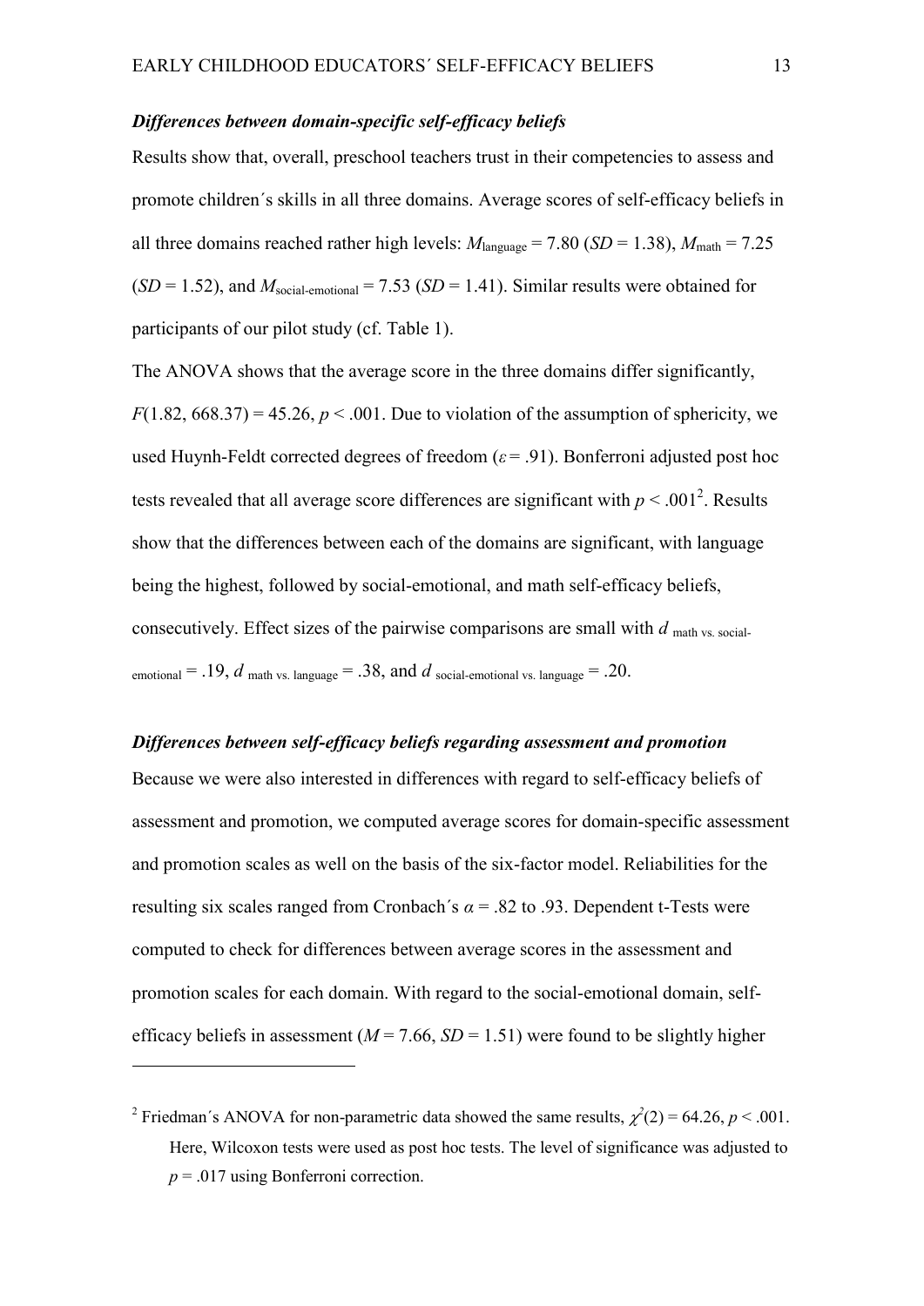### *Differences between domain-specific self-efficacy beliefs*

Results show that, overall, preschool teachers trust in their competencies to assess and promote children´s skills in all three domains. Average scores of self-efficacy beliefs in all three domains reached rather high levels: $M_{\text{language}} = 7.80$ ($SD = 1.38$), $M_{\text{math}} = 7.25$ ($SD = 1.52$), and $M_{\text{social-emotional}} = 7.53$ ($SD = 1.41$). Similar results were obtained for participants of our pilot study (cf. Table 1).

The ANOVA shows that the average score in the three domains differ significantly, $F(1.82, 668.37) = 45.26$, $p < .001$. Due to violation of the assumption of sphericity, we used Huynh-Feldt corrected degrees of freedom ($\varepsilon = .91$). Bonferroni adjusted post hoc tests revealed that all average score differences are significant with $p < .001$[2]. Results show that the differences between each of the domains are significant, with language being the highest, followed by social-emotional, and math self-efficacy beliefs, consecutively. Effect sizes of the pairwise comparisons are small with $d_{\text{math vs. social-emotional}} = .19$, $d_{\text{math vs. language}} = .38$, and $d_{\text{social-emotional vs. language}} = .20$.

### *Differences between self-efficacy beliefs regarding assessment and promotion*

Because we were also interested in differences with regard to self-efficacy beliefs of assessment and promotion, we computed average scores for domain-specific assessment and promotion scales as well on the basis of the six-factor model. Reliabilities for the resulting six scales ranged from Cronbach´s $\alpha = .82$ to $.93$. Dependent t-Tests were computed to check for differences between average scores in the assessment and promotion scales for each domain. With regard to the social-emotional domain, self-efficacy beliefs in assessment ($M = 7.66$, $SD = 1.51$) were found to be slightly higher

---

[2] Friedman´s ANOVA for non-parametric data showed the same results, $\chi^2(2) = 64.26$, $p < .001$. Here, Wilcoxon tests were used as post hoc tests. The level of significance was adjusted to $p = .017$ using Bonferroni correction.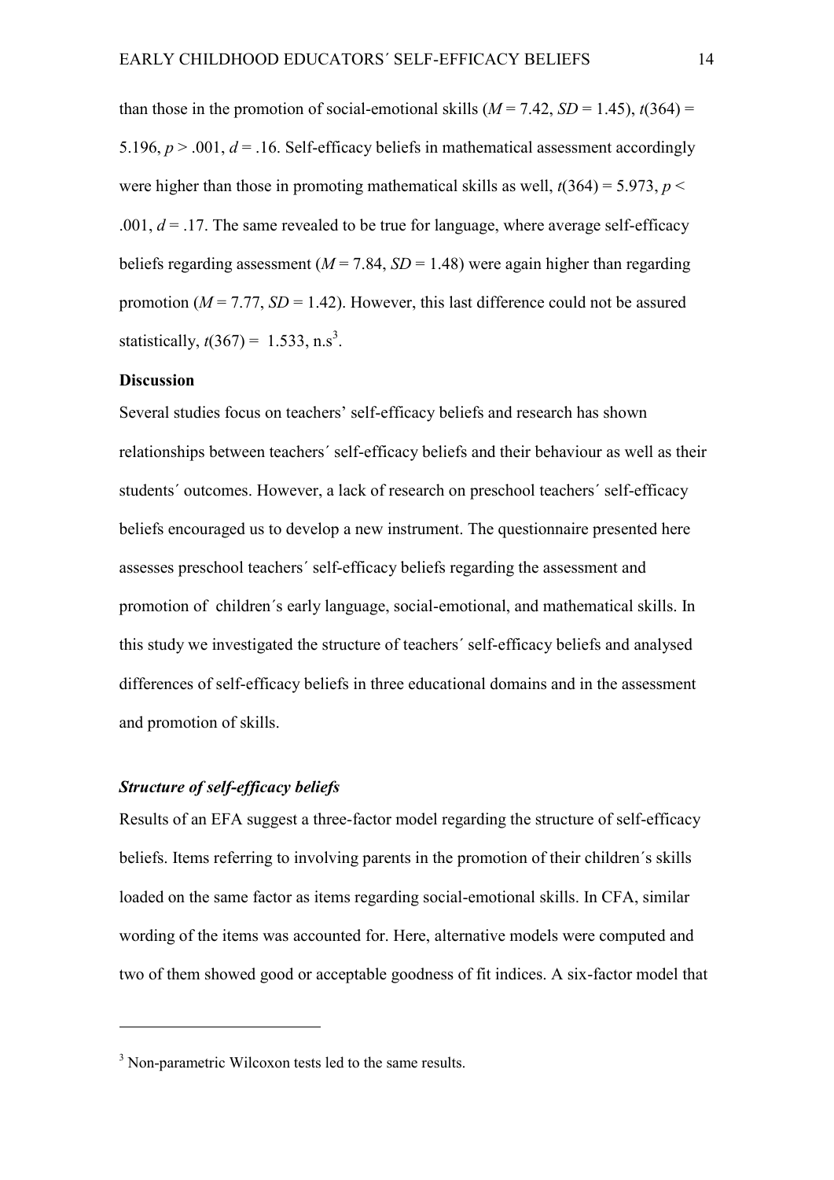than those in the promotion of social-emotional skills ($M$ = 7.42, $SD$ = 1.45), $t(364)$ = 5.196, $p > .001$, $d$ = .16. Self-efficacy beliefs in mathematical assessment accordingly were higher than those in promoting mathematical skills as well, $t(364)$ = 5.973, $p <$ .001, $d$ = .17. The same revealed to be true for language, where average self-efficacy beliefs regarding assessment ($M$ = 7.84, $SD$ = 1.48) were again higher than regarding promotion ($M$ = 7.77, $SD$ = 1.42). However, this last difference could not be assured statistically, $t(367)$ = 1.533, n.s[3].

**Discussion**

Several studies focus on teachers' self-efficacy beliefs and research has shown relationships between teachers´ self-efficacy beliefs and their behaviour as well as their students´ outcomes. However, a lack of research on preschool teachers´ self-efficacy beliefs encouraged us to develop a new instrument. The questionnaire presented here assesses preschool teachers´ self-efficacy beliefs regarding the assessment and promotion of children´s early language, social-emotional, and mathematical skills. In this study we investigated the structure of teachers´ self-efficacy beliefs and analysed differences of self-efficacy beliefs in three educational domains and in the assessment and promotion of skills.

***Structure of self-efficacy beliefs***

Results of an EFA suggest a three-factor model regarding the structure of self-efficacy beliefs. Items referring to involving parents in the promotion of their children´s skills loaded on the same factor as items regarding social-emotional skills. In CFA, similar wording of the items was accounted for. Here, alternative models were computed and two of them showed good or acceptable goodness of fit indices. A six-factor model that

[3] Non-parametric Wilcoxon tests led to the same results.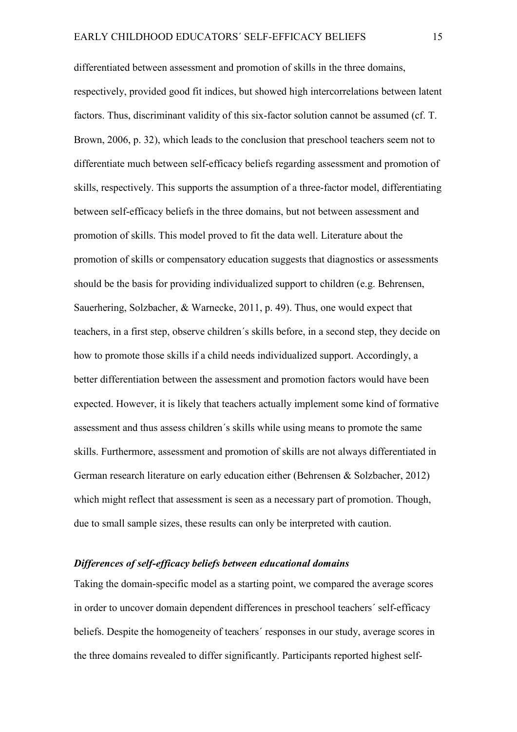differentiated between assessment and promotion of skills in the three domains, respectively, provided good fit indices, but showed high intercorrelations between latent factors. Thus, discriminant validity of this six-factor solution cannot be assumed (cf. T. Brown, 2006, p. 32), which leads to the conclusion that preschool teachers seem not to differentiate much between self-efficacy beliefs regarding assessment and promotion of skills, respectively. This supports the assumption of a three-factor model, differentiating between self-efficacy beliefs in the three domains, but not between assessment and promotion of skills. This model proved to fit the data well. Literature about the promotion of skills or compensatory education suggests that diagnostics or assessments should be the basis for providing individualized support to children (e.g. Behrensen, Sauerhering, Solzbacher, & Warnecke, 2011, p. 49). Thus, one would expect that teachers, in a first step, observe children´s skills before, in a second step, they decide on how to promote those skills if a child needs individualized support. Accordingly, a better differentiation between the assessment and promotion factors would have been expected. However, it is likely that teachers actually implement some kind of formative assessment and thus assess children´s skills while using means to promote the same skills. Furthermore, assessment and promotion of skills are not always differentiated in German research literature on early education either (Behrensen & Solzbacher, 2012) which might reflect that assessment is seen as a necessary part of promotion. Though, due to small sample sizes, these results can only be interpreted with caution.

### *Differences of self-efficacy beliefs between educational domains*

Taking the domain-specific model as a starting point, we compared the average scores in order to uncover domain dependent differences in preschool teachers´ self-efficacy beliefs. Despite the homogeneity of teachers´ responses in our study, average scores in the three domains revealed to differ significantly. Participants reported highest self-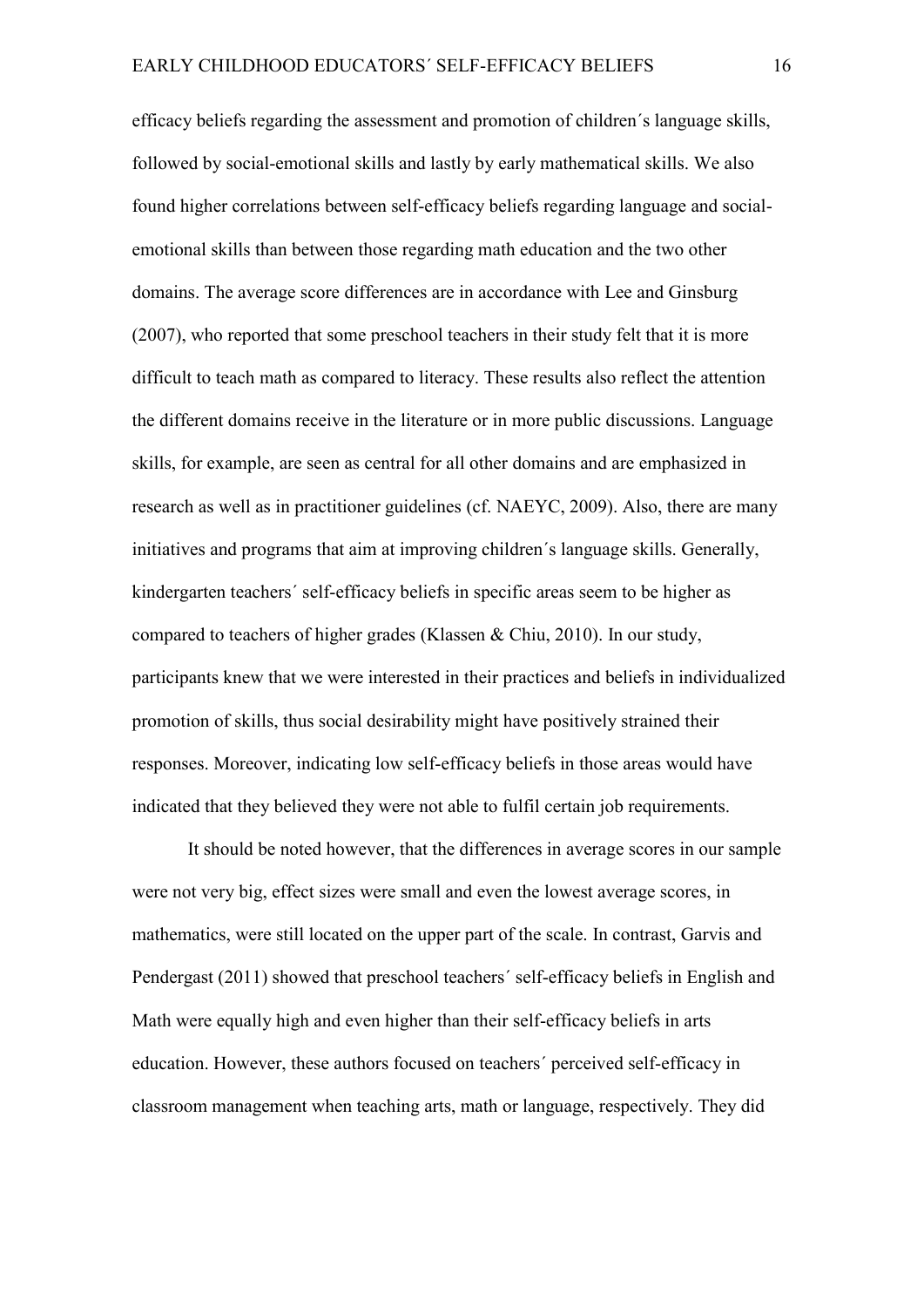efficacy beliefs regarding the assessment and promotion of children´s language skills, followed by social-emotional skills and lastly by early mathematical skills. We also found higher correlations between self-efficacy beliefs regarding language and social-emotional skills than between those regarding math education and the two other domains. The average score differences are in accordance with Lee and Ginsburg (2007), who reported that some preschool teachers in their study felt that it is more difficult to teach math as compared to literacy. These results also reflect the attention the different domains receive in the literature or in more public discussions. Language skills, for example, are seen as central for all other domains and are emphasized in research as well as in practitioner guidelines (cf. NAEYC, 2009). Also, there are many initiatives and programs that aim at improving children´s language skills. Generally, kindergarten teachers´ self-efficacy beliefs in specific areas seem to be higher as compared to teachers of higher grades (Klassen & Chiu, 2010). In our study, participants knew that we were interested in their practices and beliefs in individualized promotion of skills, thus social desirability might have positively strained their responses. Moreover, indicating low self-efficacy beliefs in those areas would have indicated that they believed they were not able to fulfil certain job requirements.

It should be noted however, that the differences in average scores in our sample were not very big, effect sizes were small and even the lowest average scores, in mathematics, were still located on the upper part of the scale. In contrast, Garvis and Pendergast (2011) showed that preschool teachers´ self-efficacy beliefs in English and Math were equally high and even higher than their self-efficacy beliefs in arts education. However, these authors focused on teachers´ perceived self-efficacy in classroom management when teaching arts, math or language, respectively. They did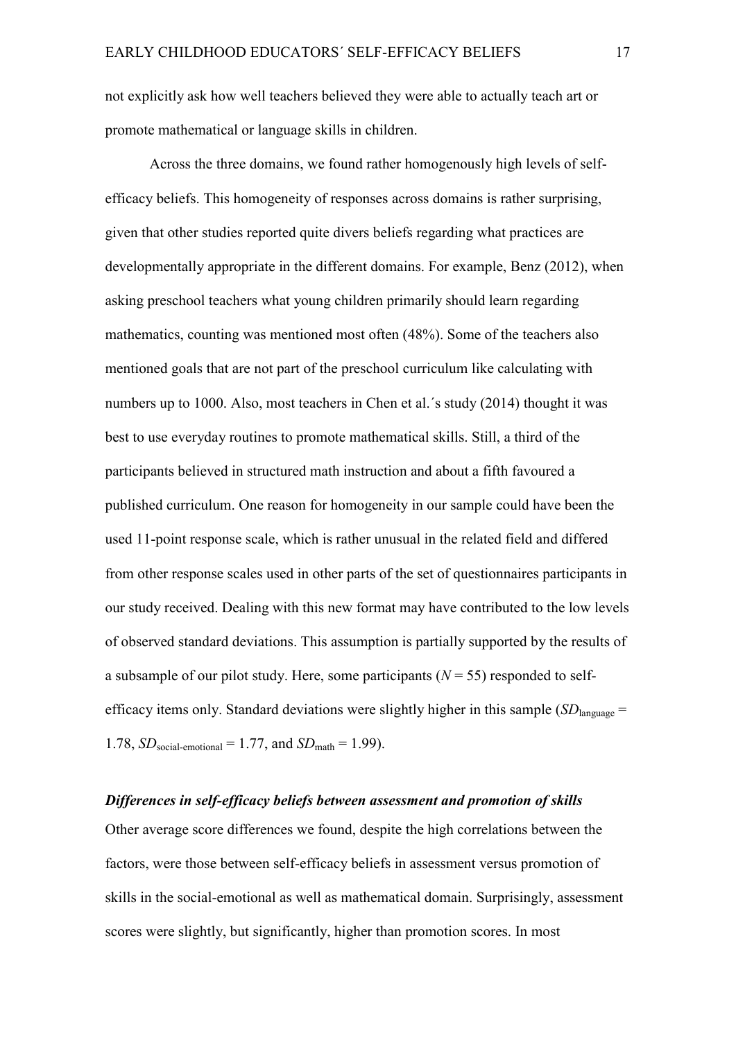not explicitly ask how well teachers believed they were able to actually teach art or promote mathematical or language skills in children.

Across the three domains, we found rather homogenously high levels of self-efficacy beliefs. This homogeneity of responses across domains is rather surprising, given that other studies reported quite divers beliefs regarding what practices are developmentally appropriate in the different domains. For example, Benz (2012), when asking preschool teachers what young children primarily should learn regarding mathematics, counting was mentioned most often (48%). Some of the teachers also mentioned goals that are not part of the preschool curriculum like calculating with numbers up to 1000. Also, most teachers in Chen et al.´s study (2014) thought it was best to use everyday routines to promote mathematical skills. Still, a third of the participants believed in structured math instruction and about a fifth favoured a published curriculum. One reason for homogeneity in our sample could have been the used 11-point response scale, which is rather unusual in the related field and differed from other response scales used in other parts of the set of questionnaires participants in our study received. Dealing with this new format may have contributed to the low levels of observed standard deviations. This assumption is partially supported by the results of a subsample of our pilot study. Here, some participants ($N = 55$) responded to self-efficacy items only. Standard deviations were slightly higher in this sample ($SD_{\text{language}} = 1.78$, $SD_{\text{social-emotional}} = 1.77$, and $SD_{\text{math}} = 1.99$).

### ***Differences in self-efficacy beliefs between assessment and promotion of skills***

Other average score differences we found, despite the high correlations between the factors, were those between self-efficacy beliefs in assessment versus promotion of skills in the social-emotional as well as mathematical domain. Surprisingly, assessment scores were slightly, but significantly, higher than promotion scores. In most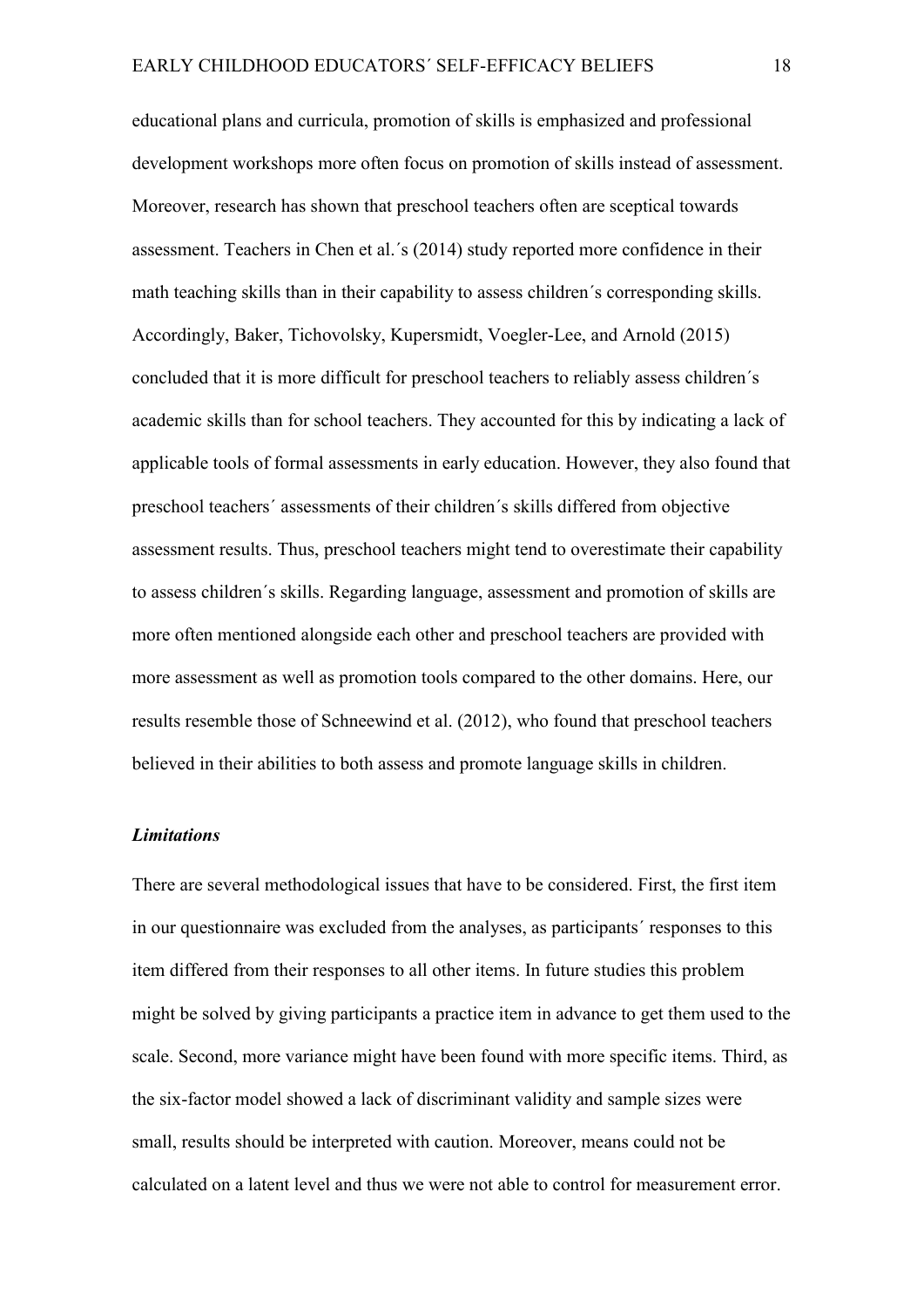educational plans and curricula, promotion of skills is emphasized and professional development workshops more often focus on promotion of skills instead of assessment. Moreover, research has shown that preschool teachers often are sceptical towards assessment. Teachers in Chen et al.´s (2014) study reported more confidence in their math teaching skills than in their capability to assess children´s corresponding skills. Accordingly, Baker, Tichovolsky, Kupersmidt, Voegler-Lee, and Arnold (2015) concluded that it is more difficult for preschool teachers to reliably assess children´s academic skills than for school teachers. They accounted for this by indicating a lack of applicable tools of formal assessments in early education. However, they also found that preschool teachers´ assessments of their children´s skills differed from objective assessment results. Thus, preschool teachers might tend to overestimate their capability to assess children´s skills. Regarding language, assessment and promotion of skills are more often mentioned alongside each other and preschool teachers are provided with more assessment as well as promotion tools compared to the other domains. Here, our results resemble those of Schneewind et al. (2012), who found that preschool teachers believed in their abilities to both assess and promote language skills in children.

### *Limitations*

There are several methodological issues that have to be considered. First, the first item in our questionnaire was excluded from the analyses, as participants´ responses to this item differed from their responses to all other items. In future studies this problem might be solved by giving participants a practice item in advance to get them used to the scale. Second, more variance might have been found with more specific items. Third, as the six-factor model showed a lack of discriminant validity and sample sizes were small, results should be interpreted with caution. Moreover, means could not be calculated on a latent level and thus we were not able to control for measurement error.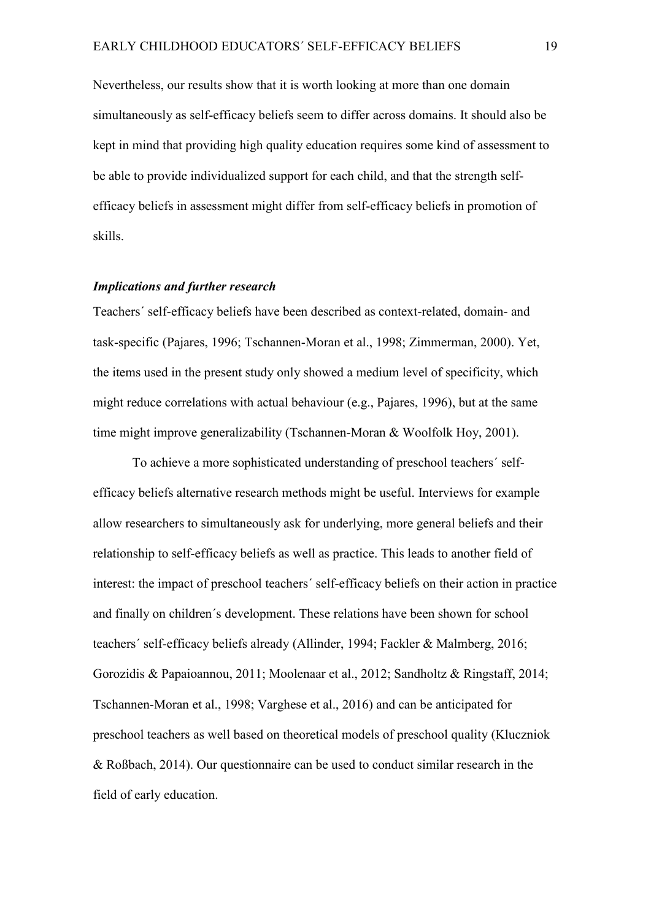Nevertheless, our results show that it is worth looking at more than one domain simultaneously as self-efficacy beliefs seem to differ across domains. It should also be kept in mind that providing high quality education requires some kind of assessment to be able to provide individualized support for each child, and that the strength self-efficacy beliefs in assessment might differ from self-efficacy beliefs in promotion of skills.

### *Implications and further research*

Teachers´ self-efficacy beliefs have been described as context-related, domain- and task-specific (Pajares, 1996; Tschannen-Moran et al., 1998; Zimmerman, 2000). Yet, the items used in the present study only showed a medium level of specificity, which might reduce correlations with actual behaviour (e.g., Pajares, 1996), but at the same time might improve generalizability (Tschannen-Moran & Woolfolk Hoy, 2001).

To achieve a more sophisticated understanding of preschool teachers´ self-efficacy beliefs alternative research methods might be useful. Interviews for example allow researchers to simultaneously ask for underlying, more general beliefs and their relationship to self-efficacy beliefs as well as practice. This leads to another field of interest: the impact of preschool teachers´ self-efficacy beliefs on their action in practice and finally on children´s development. These relations have been shown for school teachers´ self-efficacy beliefs already (Allinder, 1994; Fackler & Malmberg, 2016; Gorozidis & Papaioannou, 2011; Moolenaar et al., 2012; Sandholtz & Ringstaff, 2014; Tschannen-Moran et al., 1998; Varghese et al., 2016) and can be anticipated for preschool teachers as well based on theoretical models of preschool quality (Kluczniok & Roßbach, 2014). Our questionnaire can be used to conduct similar research in the field of early education.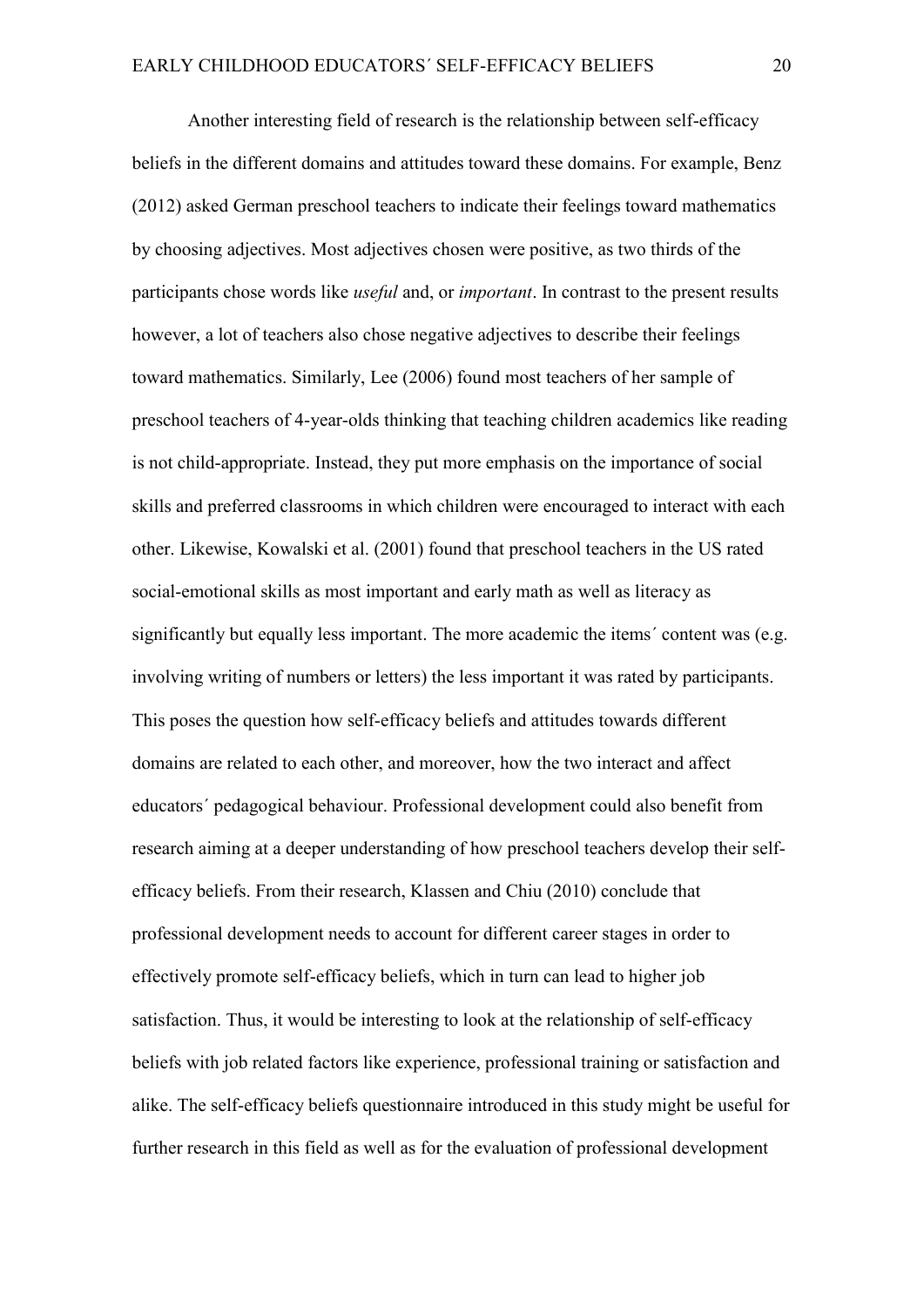Another interesting field of research is the relationship between self-efficacy beliefs in the different domains and attitudes toward these domains. For example, Benz (2012) asked German preschool teachers to indicate their feelings toward mathematics by choosing adjectives. Most adjectives chosen were positive, as two thirds of the participants chose words like *useful* and, or *important*. In contrast to the present results however, a lot of teachers also chose negative adjectives to describe their feelings toward mathematics. Similarly, Lee (2006) found most teachers of her sample of preschool teachers of 4-year-olds thinking that teaching children academics like reading is not child-appropriate. Instead, they put more emphasis on the importance of social skills and preferred classrooms in which children were encouraged to interact with each other. Likewise, Kowalski et al. (2001) found that preschool teachers in the US rated social-emotional skills as most important and early math as well as literacy as significantly but equally less important. The more academic the items´ content was (e.g. involving writing of numbers or letters) the less important it was rated by participants. This poses the question how self-efficacy beliefs and attitudes towards different domains are related to each other, and moreover, how the two interact and affect educators´ pedagogical behaviour. Professional development could also benefit from research aiming at a deeper understanding of how preschool teachers develop their self-efficacy beliefs. From their research, Klassen and Chiu (2010) conclude that professional development needs to account for different career stages in order to effectively promote self-efficacy beliefs, which in turn can lead to higher job satisfaction. Thus, it would be interesting to look at the relationship of self-efficacy beliefs with job related factors like experience, professional training or satisfaction and alike. The self-efficacy beliefs questionnaire introduced in this study might be useful for further research in this field as well as for the evaluation of professional development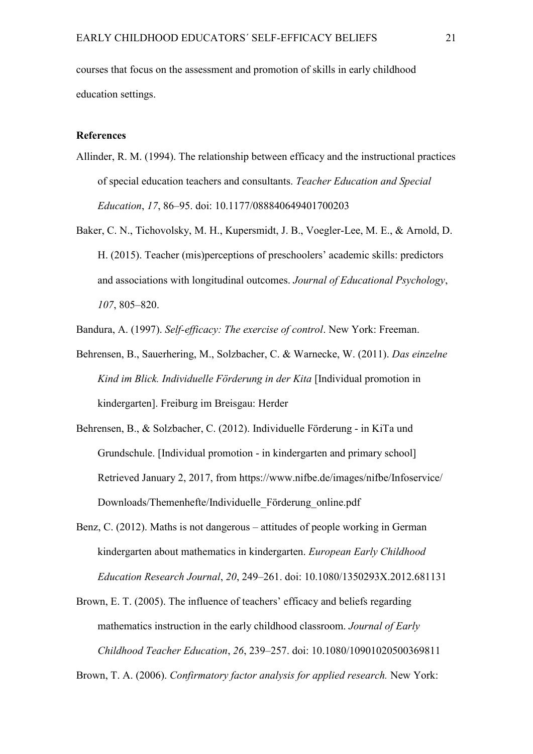courses that focus on the assessment and promotion of skills in early childhood education settings.

## References

Allinder, R. M. (1994). The relationship between efficacy and the instructional practices of special education teachers and consultants. *Teacher Education and Special Education*, *17*, 86–95. doi: 10.1177/088840649401700203

Baker, C. N., Tichovolsky, M. H., Kupersmidt, J. B., Voegler-Lee, M. E., & Arnold, D. H. (2015). Teacher (mis)perceptions of preschoolers' academic skills: predictors and associations with longitudinal outcomes. *Journal of Educational Psychology*, *107*, 805–820.

Bandura, A. (1997). *Self-efficacy: The exercise of control*. New York: Freeman.

Behrensen, B., Sauerhering, M., Solzbacher, C. & Warnecke, W. (2011). *Das einzelne Kind im Blick. Individuelle Förderung in der Kita* [Individual promotion in kindergarten]. Freiburg im Breisgau: Herder

Behrensen, B., & Solzbacher, C. (2012). Individuelle Förderung - in KiTa und Grundschule. [Individual promotion - in kindergarten and primary school] Retrieved January 2, 2017, from https://www.nifbe.de/images/nifbe/Infoservice/Downloads/Themenhefte/Individuelle_Förderung_online.pdf

Benz, C. (2012). Maths is not dangerous – attitudes of people working in German kindergarten about mathematics in kindergarten. *European Early Childhood Education Research Journal*, *20*, 249–261. doi: 10.1080/1350293X.2012.681131

Brown, E. T. (2005). The influence of teachers' efficacy and beliefs regarding mathematics instruction in the early childhood classroom. *Journal of Early Childhood Teacher Education*, *26*, 239–257. doi: 10.1080/10901020500369811

Brown, T. A. (2006). *Confirmatory factor analysis for applied research.* New York: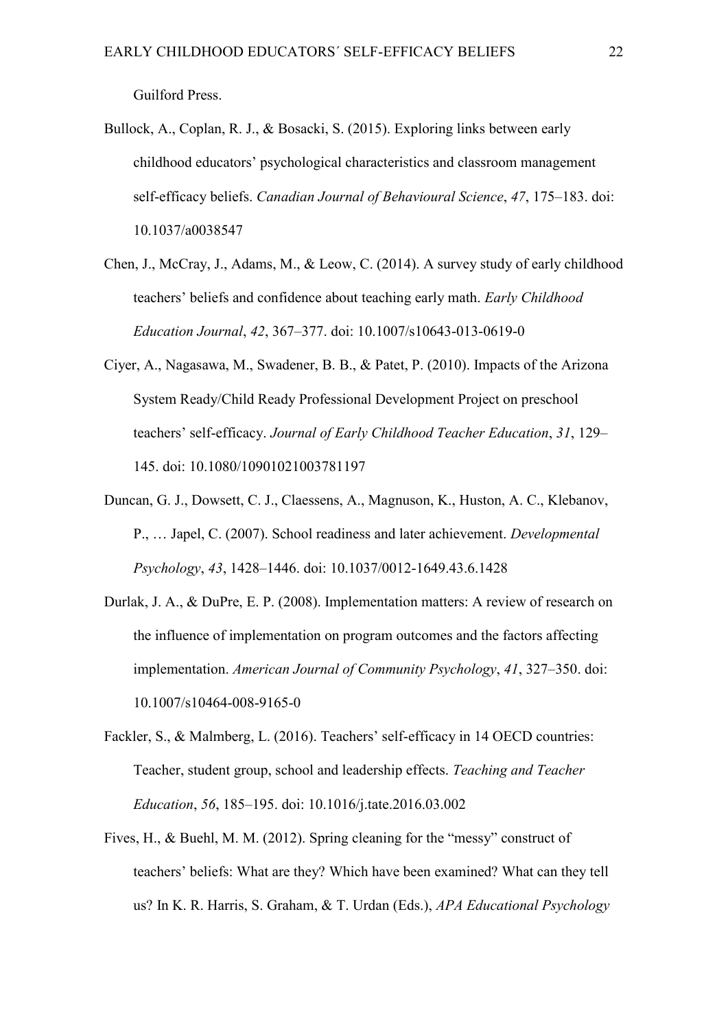Guilford Press.

Bullock, A., Coplan, R. J., & Bosacki, S. (2015). Exploring links between early childhood educators' psychological characteristics and classroom management self-efficacy beliefs. *Canadian Journal of Behavioural Science*, *47*, 175–183. doi: 10.1037/a0038547

Chen, J., McCray, J., Adams, M., & Leow, C. (2014). A survey study of early childhood teachers' beliefs and confidence about teaching early math. *Early Childhood Education Journal*, *42*, 367–377. doi: 10.1007/s10643-013-0619-0

Ciyer, A., Nagasawa, M., Swadener, B. B., & Patet, P. (2010). Impacts of the Arizona System Ready/Child Ready Professional Development Project on preschool teachers' self-efficacy. *Journal of Early Childhood Teacher Education*, *31*, 129–145. doi: 10.1080/10901021003781197

Duncan, G. J., Dowsett, C. J., Claessens, A., Magnuson, K., Huston, A. C., Klebanov, P., … Japel, C. (2007). School readiness and later achievement. *Developmental Psychology*, *43*, 1428–1446. doi: 10.1037/0012-1649.43.6.1428

Durlak, J. A., & DuPre, E. P. (2008). Implementation matters: A review of research on the influence of implementation on program outcomes and the factors affecting implementation. *American Journal of Community Psychology*, *41*, 327–350. doi: 10.1007/s10464-008-9165-0

Fackler, S., & Malmberg, L. (2016). Teachers' self-efficacy in 14 OECD countries: Teacher, student group, school and leadership effects. *Teaching and Teacher Education*, *56*, 185–195. doi: 10.1016/j.tate.2016.03.002

Fives, H., & Buehl, M. M. (2012). Spring cleaning for the "messy" construct of teachers' beliefs: What are they? Which have been examined? What can they tell us? In K. R. Harris, S. Graham, & T. Urdan (Eds.), *APA Educational Psychology*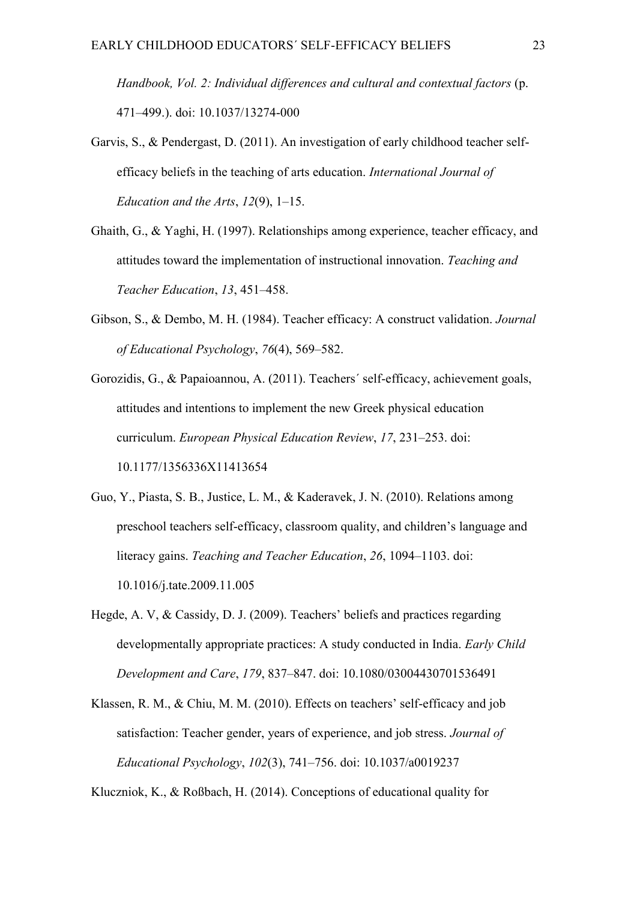*Handbook, Vol. 2: Individual differences and cultural and contextual factors* (p. 471–499.). doi: 10.1037/13274-000

Garvis, S., & Pendergast, D. (2011). An investigation of early childhood teacher self-efficacy beliefs in the teaching of arts education. *International Journal of Education and the Arts*, *12*(9), 1–15.

Ghaith, G., & Yaghi, H. (1997). Relationships among experience, teacher efficacy, and attitudes toward the implementation of instructional innovation. *Teaching and Teacher Education*, *13*, 451–458.

Gibson, S., & Dembo, M. H. (1984). Teacher efficacy: A construct validation. *Journal of Educational Psychology*, *76*(4), 569–582.

Gorozidis, G., & Papaioannou, A. (2011). Teachers´ self-efficacy, achievement goals, attitudes and intentions to implement the new Greek physical education curriculum. *European Physical Education Review*, *17*, 231–253. doi: 10.1177/1356336X11413654

Guo, Y., Piasta, S. B., Justice, L. M., & Kaderavek, J. N. (2010). Relations among preschool teachers self-efficacy, classroom quality, and children's language and literacy gains. *Teaching and Teacher Education*, *26*, 1094–1103. doi: 10.1016/j.tate.2009.11.005

Hegde, A. V, & Cassidy, D. J. (2009). Teachers' beliefs and practices regarding developmentally appropriate practices: A study conducted in India. *Early Child Development and Care*, *179*, 837–847. doi: 10.1080/03004430701536491

Klassen, R. M., & Chiu, M. M. (2010). Effects on teachers' self-efficacy and job satisfaction: Teacher gender, years of experience, and job stress. *Journal of Educational Psychology*, *102*(3), 741–756. doi: 10.1037/a0019237

Kluczniok, K., & Roßbach, H. (2014). Conceptions of educational quality for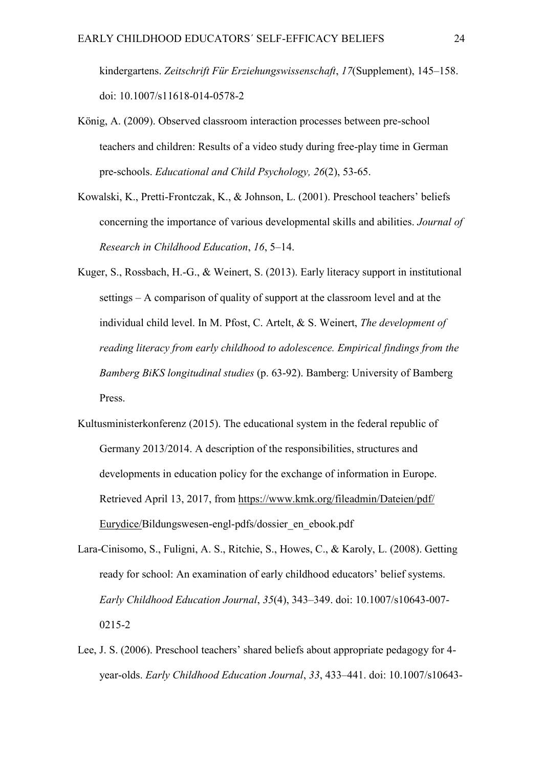kindergartens. *Zeitschrift Für Erziehungswissenschaft*, *17*(Supplement), 145–158. doi: 10.1007/s11618-014-0578-2

König, A. (2009). Observed classroom interaction processes between pre-school teachers and children: Results of a video study during free-play time in German pre-schools. *Educational and Child Psychology, 26*(2), 53-65.

Kowalski, K., Pretti-Frontczak, K., & Johnson, L. (2001). Preschool teachers' beliefs concerning the importance of various developmental skills and abilities. *Journal of Research in Childhood Education*, *16*, 5–14.

Kuger, S., Rossbach, H.-G., & Weinert, S. (2013). Early literacy support in institutional settings – A comparison of quality of support at the classroom level and at the individual child level. In M. Pfost, C. Artelt, & S. Weinert, *The development of reading literacy from early childhood to adolescence. Empirical findings from the Bamberg BiKS longitudinal studies* (p. 63-92). Bamberg: University of Bamberg Press.

Kultusministerkonferenz (2015). The educational system in the federal republic of Germany 2013/2014. A description of the responsibilities, structures and developments in education policy for the exchange of information in Europe. Retrieved April 13, 2017, from https://www.kmk.org/fileadmin/Dateien/pdf/Eurydice/Bildungswesen-engl-pdfs/dossier_en_ebook.pdf

Lara-Cinisomo, S., Fuligni, A. S., Ritchie, S., Howes, C., & Karoly, L. (2008). Getting ready for school: An examination of early childhood educators' belief systems. *Early Childhood Education Journal*, *35*(4), 343–349. doi: 10.1007/s10643-007-0215-2

Lee, J. S. (2006). Preschool teachers' shared beliefs about appropriate pedagogy for 4-year-olds. *Early Childhood Education Journal*, *33*, 433–441. doi: 10.1007/s10643-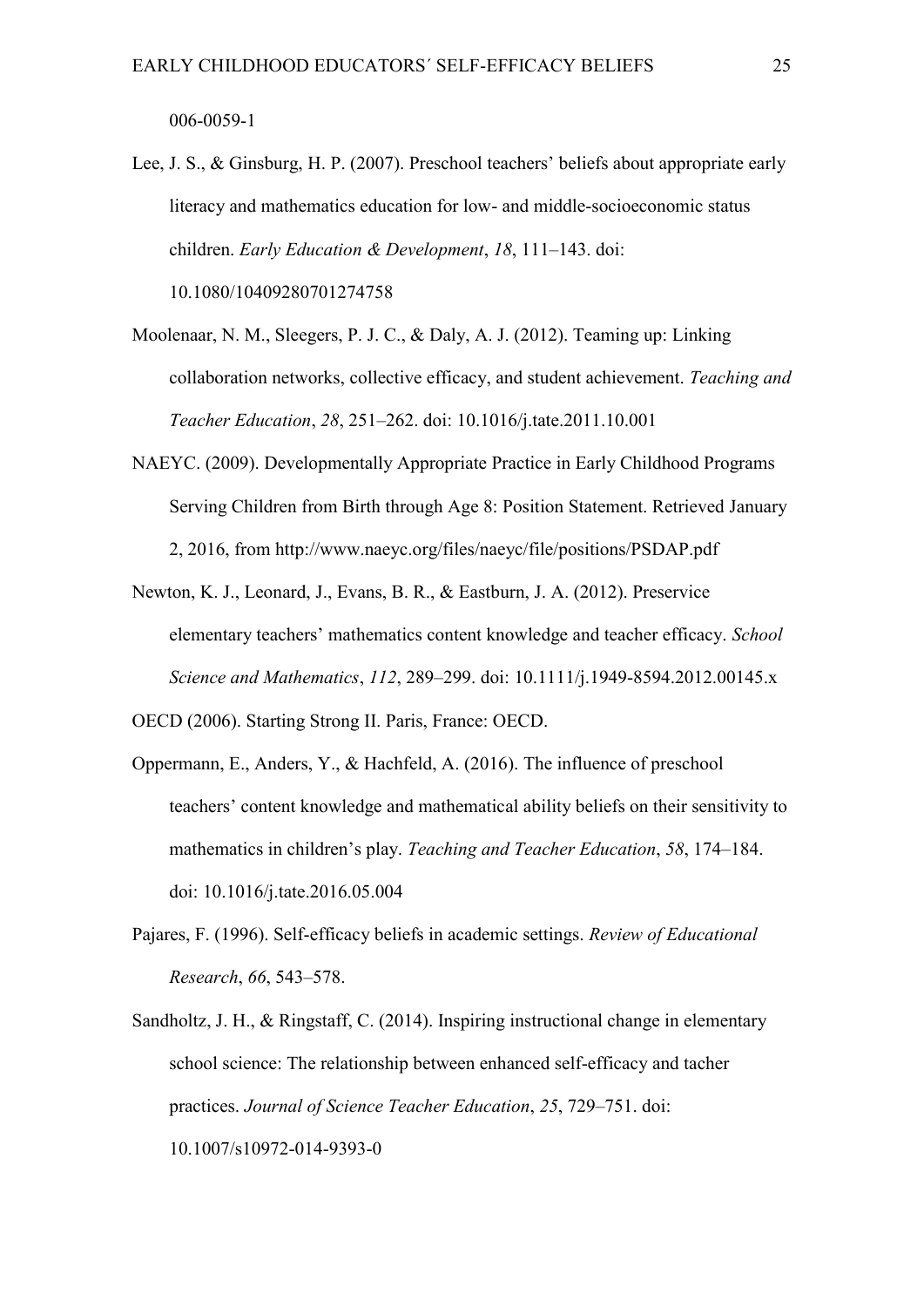006-0059-1

Lee, J. S., & Ginsburg, H. P. (2007). Preschool teachers' beliefs about appropriate early literacy and mathematics education for low- and middle-socioeconomic status children. *Early Education & Development*, *18*, 111–143. doi: 10.1080/10409280701274758

Moolenaar, N. M., Sleegers, P. J. C., & Daly, A. J. (2012). Teaming up: Linking collaboration networks, collective efficacy, and student achievement. *Teaching and Teacher Education*, *28*, 251–262. doi: 10.1016/j.tate.2011.10.001

NAEYC. (2009). Developmentally Appropriate Practice in Early Childhood Programs Serving Children from Birth through Age 8: Position Statement. Retrieved January 2, 2016, from http://www.naeyc.org/files/naeyc/file/positions/PSDAP.pdf

Newton, K. J., Leonard, J., Evans, B. R., & Eastburn, J. A. (2012). Preservice elementary teachers' mathematics content knowledge and teacher efficacy. *School Science and Mathematics*, *112*, 289–299. doi: 10.1111/j.1949-8594.2012.00145.x

OECD (2006). Starting Strong II. Paris, France: OECD.

Oppermann, E., Anders, Y., & Hachfeld, A. (2016). The influence of preschool teachers' content knowledge and mathematical ability beliefs on their sensitivity to mathematics in children's play. *Teaching and Teacher Education*, *58*, 174–184. doi: 10.1016/j.tate.2016.05.004

Pajares, F. (1996). Self-efficacy beliefs in academic settings. *Review of Educational Research*, *66*, 543–578.

Sandholtz, J. H., & Ringstaff, C. (2014). Inspiring instructional change in elementary school science: The relationship between enhanced self-efficacy and tacher practices. *Journal of Science Teacher Education*, *25*, 729–751. doi: 10.1007/s10972-014-9393-0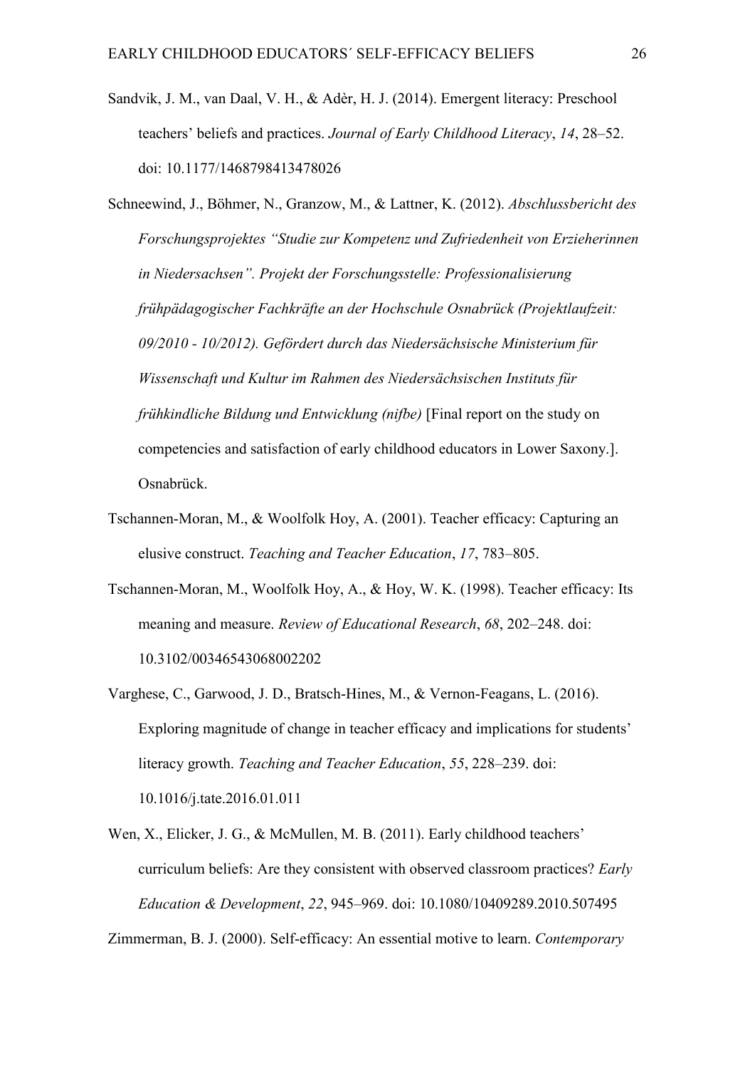Sandvik, J. M., van Daal, V. H., & Adèr, H. J. (2014). Emergent literacy: Preschool teachers' beliefs and practices. *Journal of Early Childhood Literacy*, *14*, 28–52. doi: 10.1177/1468798413478026

Schneewind, J., Böhmer, N., Granzow, M., & Lattner, K. (2012). *Abschlussbericht des Forschungsprojektes "Studie zur Kompetenz und Zufriedenheit von Erzieherinnen in Niedersachsen". Projekt der Forschungsstelle: Professionalisierung frühpädagogischer Fachkräfte an der Hochschule Osnabrück (Projektlaufzeit: 09/2010 - 10/2012). Gefördert durch das Niedersächsische Ministerium für Wissenschaft und Kultur im Rahmen des Niedersächsischen Instituts für frühkindliche Bildung und Entwicklung (nifbe)* [Final report on the study on competencies and satisfaction of early childhood educators in Lower Saxony.]. Osnabrück.

Tschannen-Moran, M., & Woolfolk Hoy, A. (2001). Teacher efficacy: Capturing an elusive construct. *Teaching and Teacher Education*, *17*, 783–805.

Tschannen-Moran, M., Woolfolk Hoy, A., & Hoy, W. K. (1998). Teacher efficacy: Its meaning and measure. *Review of Educational Research*, *68*, 202–248. doi: 10.3102/00346543068002202

Varghese, C., Garwood, J. D., Bratsch-Hines, M., & Vernon-Feagans, L. (2016). Exploring magnitude of change in teacher efficacy and implications for students' literacy growth. *Teaching and Teacher Education*, *55*, 228–239. doi: 10.1016/j.tate.2016.01.011

Wen, X., Elicker, J. G., & McMullen, M. B. (2011). Early childhood teachers' curriculum beliefs: Are they consistent with observed classroom practices? *Early Education & Development*, *22*, 945–969. doi: 10.1080/10409289.2010.507495

Zimmerman, B. J. (2000). Self-efficacy: An essential motive to learn. *Contemporary*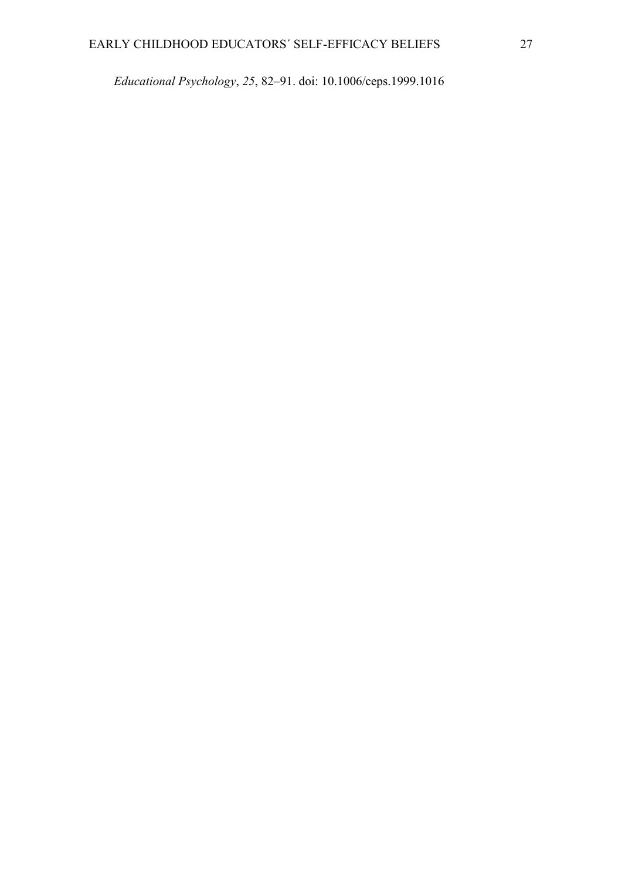*Educational Psychology*, *25*, 82–91. doi: 10.1006/ceps.1999.1016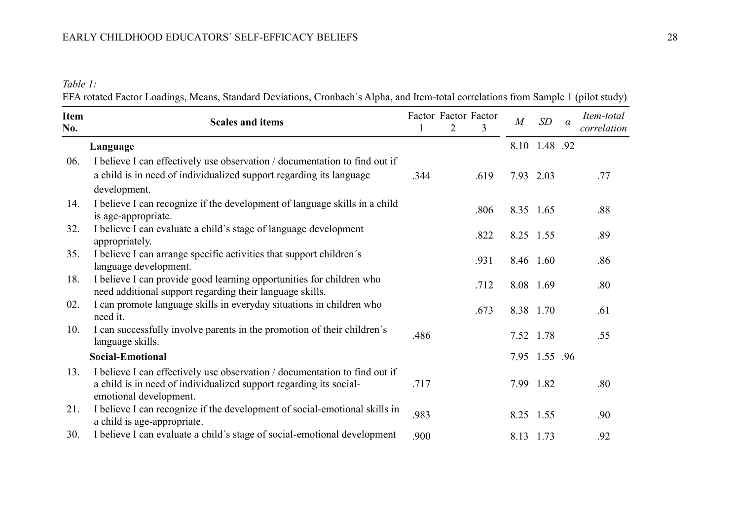*Table 1:*

EFA rotated Factor Loadings, Means, Standard Deviations, Cronbach´s Alpha, and Item-total correlations from Sample 1 (pilot study)

| Item No. | Scales and items | Factor 1 | Factor 2 | Factor 3 | *M* | *SD* | *α* | *Item-total correlation* |
|---|---|---|---|---|---|---|---|---|
| | **Language** | | | | 8.10 | 1.48 | .92 | |
| 06. | I believe I can effectively use observation / documentation to find out if a child is in need of individualized support regarding its language development. | .344 | | .619 | 7.93 | 2.03 | | .77 |
| 14. | I believe I can recognize if the development of language skills in a child is age-appropriate. | | | .806 | 8.35 | 1.65 | | .88 |
| 32. | I believe I can evaluate a child´s stage of language development appropriately. | | | .822 | 8.25 | 1.55 | | .89 |
| 35. | I believe I can arrange specific activities that support children´s language development. | | | .931 | 8.46 | 1.60 | | .86 |
| 18. | I believe I can provide good learning opportunities for children who need additional support regarding their language skills. | | | .712 | 8.08 | 1.69 | | .80 |
| 02. | I can promote language skills in everyday situations in children who need it. | | | .673 | 8.38 | 1.70 | | .61 |
| 10. | I can successfully involve parents in the promotion of their children´s language skills. | .486 | | | 7.52 | 1.78 | | .55 |
| | **Social-Emotional** | | | | 7.95 | 1.55 | .96 | |
| 13. | I believe I can effectively use observation / documentation to find out if a child is in need of individualized support regarding its social-emotional development. | .717 | | | 7.99 | 1.82 | | .80 |
| 21. | I believe I can recognize if the development of social-emotional skills in a child is age-appropriate. | .983 | | | 8.25 | 1.55 | | .90 |
| 30. | I believe I can evaluate a child´s stage of social-emotional development | .900 | | | 8.13 | 1.73 | | .92 |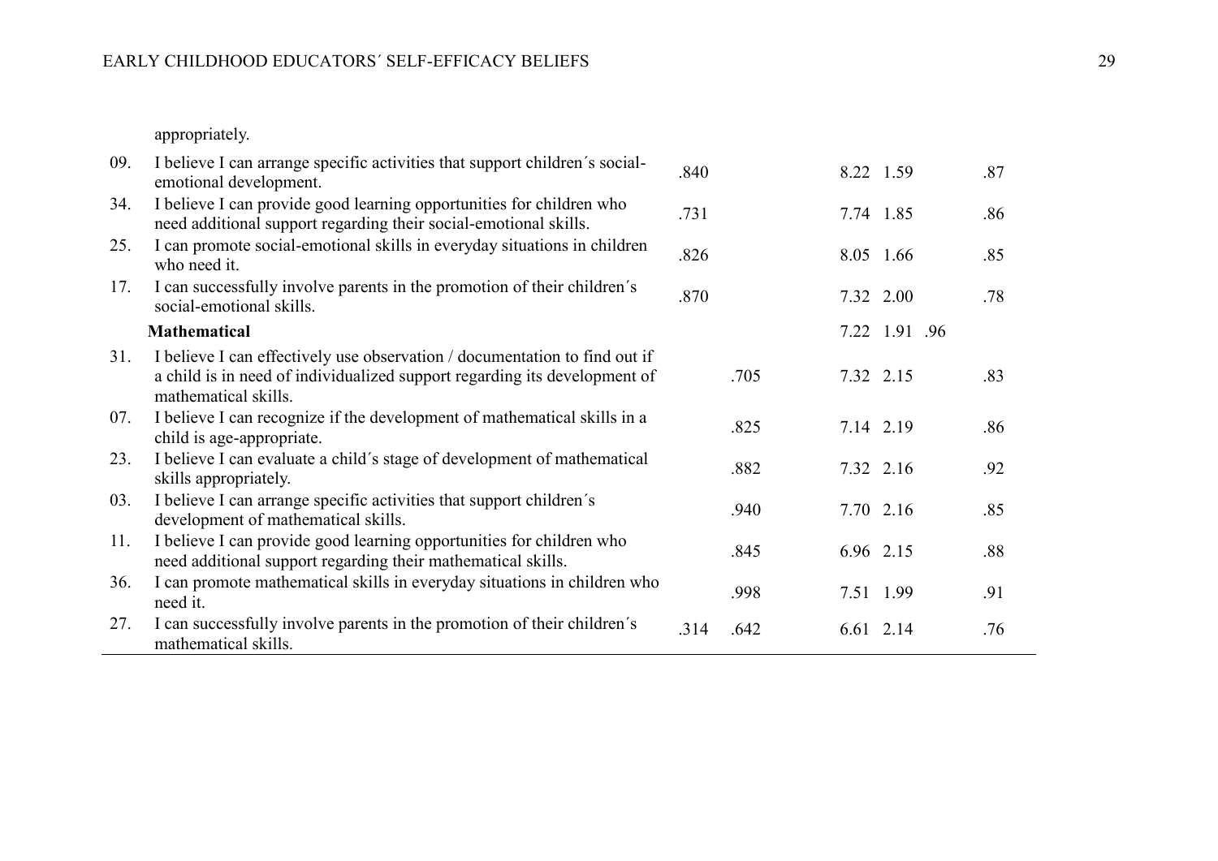appropriately.

| | | | | | | | |
|---|---|---|---|---|---|---|---|
| 09. | I believe I can arrange specific activities that support children´s social-emotional development. | .840 | | 8.22 | 1.59 | | .87 |
| 34. | I believe I can provide good learning opportunities for children who need additional support regarding their social-emotional skills. | .731 | | 7.74 | 1.85 | | .86 |
| 25. | I can promote social-emotional skills in everyday situations in children who need it. | .826 | | 8.05 | 1.66 | | .85 |
| 17. | I can successfully involve parents in the promotion of their children´s social-emotional skills. | .870 | | 7.32 | 2.00 | | .78 |
| | **Mathematical** | | | 7.22 | 1.91 | .96 | |
| 31. | I believe I can effectively use observation / documentation to find out if a child is in need of individualized support regarding its development of mathematical skills. | | .705 | 7.32 | 2.15 | | .83 |
| 07. | I believe I can recognize if the development of mathematical skills in a child is age-appropriate. | | .825 | 7.14 | 2.19 | | .86 |
| 23. | I believe I can evaluate a child´s stage of development of mathematical skills appropriately. | | .882 | 7.32 | 2.16 | | .92 |
| 03. | I believe I can arrange specific activities that support children´s development of mathematical skills. | | .940 | 7.70 | 2.16 | | .85 |
| 11. | I believe I can provide good learning opportunities for children who need additional support regarding their mathematical skills. | | .845 | 6.96 | 2.15 | | .88 |
| 36. | I can promote mathematical skills in everyday situations in children who need it. | | .998 | 7.51 | 1.99 | | .91 |
| 27. | I can successfully involve parents in the promotion of their children´s mathematical skills. | .314 | .642 | 6.61 | 2.14 | | .76 |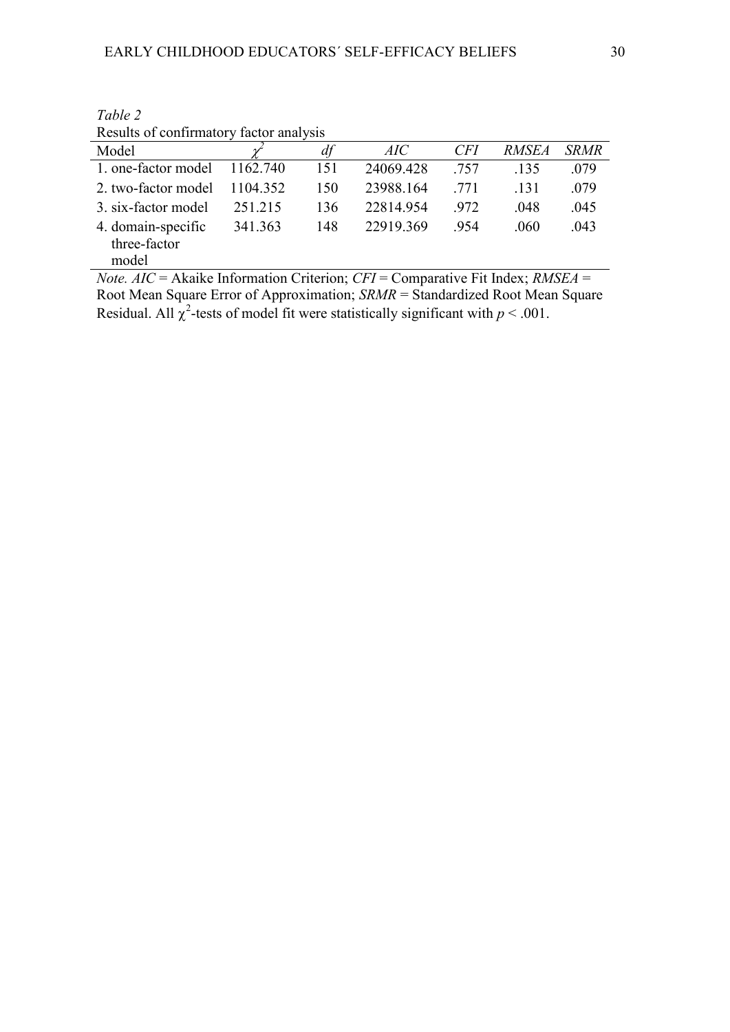*Table 2*

Results of confirmatory factor analysis

| Model | $\chi^2$ | *df* | *AIC* | *CFI* | *RMSEA* | *SRMR* |
|---|---|---|---|---|---|---|
| 1. one-factor model | 1162.740 | 151 | 24069.428 | .757 | .135 | .079 |
| 2. two-factor model | 1104.352 | 150 | 23988.164 | .771 | .131 | .079 |
| 3. six-factor model | 251.215 | 136 | 22814.954 | .972 | .048 | .045 |
| 4. domain-specific three-factor model | 341.363 | 148 | 22919.369 | .954 | .060 | .043 |

*Note. AIC* = Akaike Information Criterion; *CFI* = Comparative Fit Index; *RMSEA* = Root Mean Square Error of Approximation; *SRMR* = Standardized Root Mean Square Residual. All $\chi^2$-tests of model fit were statistically significant with $p < .001$.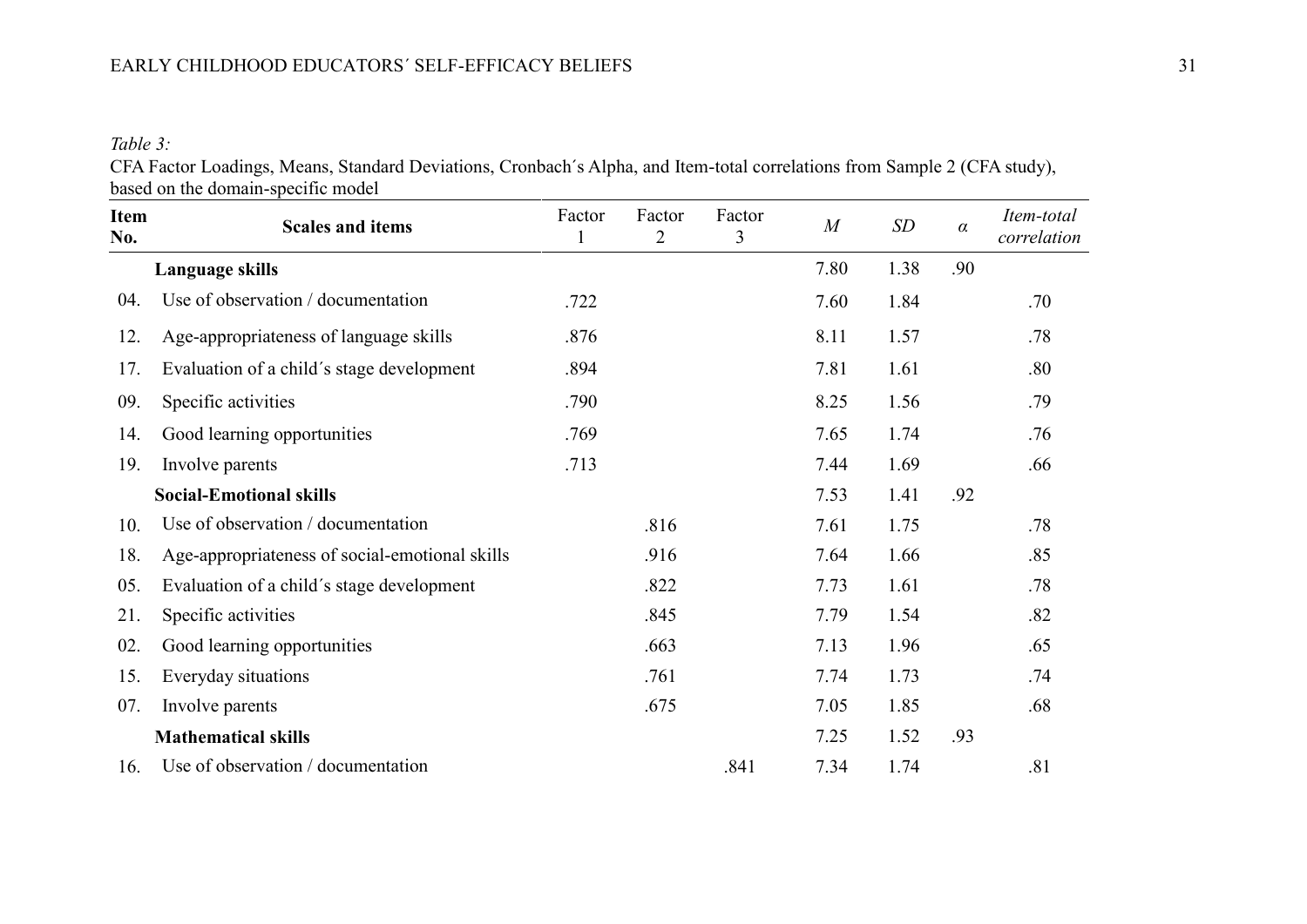*Table 3:*

CFA Factor Loadings, Means, Standard Deviations, Cronbach´s Alpha, and Item-total correlations from Sample 2 (CFA study), based on the domain-specific model

| Item No. | Scales and items | Factor 1 | Factor 2 | Factor 3 | *M* | *SD* | *α* | *Item-total correlation* |
|---|---|---|---|---|---|---|---|---|
| | **Language skills** | | | | 7.80 | 1.38 | .90 | |
| 04. | Use of observation / documentation | .722 | | | 7.60 | 1.84 | | .70 |
| 12. | Age-appropriateness of language skills | .876 | | | 8.11 | 1.57 | | .78 |
| 17. | Evaluation of a child´s stage development | .894 | | | 7.81 | 1.61 | | .80 |
| 09. | Specific activities | .790 | | | 8.25 | 1.56 | | .79 |
| 14. | Good learning opportunities | .769 | | | 7.65 | 1.74 | | .76 |
| 19. | Involve parents | .713 | | | 7.44 | 1.69 | | .66 |
| | **Social-Emotional skills** | | | | 7.53 | 1.41 | .92 | |
| 10. | Use of observation / documentation | | .816 | | 7.61 | 1.75 | | .78 |
| 18. | Age-appropriateness of social-emotional skills | | .916 | | 7.64 | 1.66 | | .85 |
| 05. | Evaluation of a child´s stage development | | .822 | | 7.73 | 1.61 | | .78 |
| 21. | Specific activities | | .845 | | 7.79 | 1.54 | | .82 |
| 02. | Good learning opportunities | | .663 | | 7.13 | 1.96 | | .65 |
| 15. | Everyday situations | | .761 | | 7.74 | 1.73 | | .74 |
| 07. | Involve parents | | .675 | | 7.05 | 1.85 | | .68 |
| | **Mathematical skills** | | | | 7.25 | 1.52 | .93 | |
| 16. | Use of observation / documentation | | | .841 | 7.34 | 1.74 | | .81 |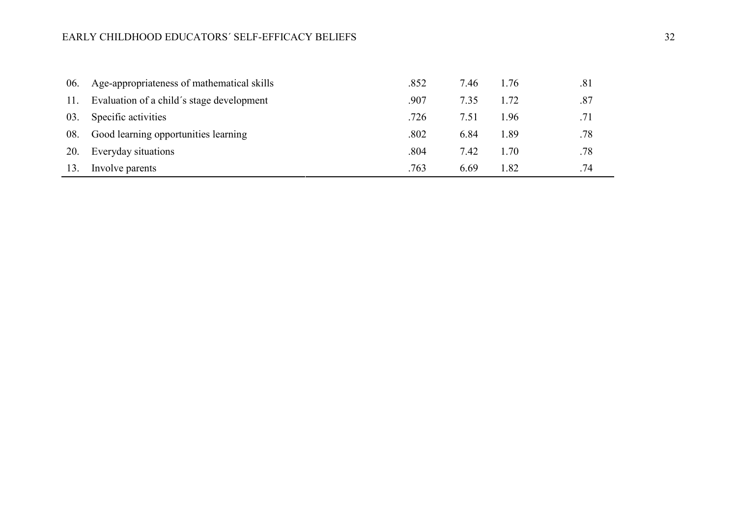| | | | | | |
|---|---|---|---|---|---|
| 06. | Age-appropriateness of mathematical skills | .852 | 7.46 | 1.76 | .81 |
| 11. | Evaluation of a child´s stage development | .907 | 7.35 | 1.72 | .87 |
| 03. | Specific activities | .726 | 7.51 | 1.96 | .71 |
| 08. | Good learning opportunities learning | .802 | 6.84 | 1.89 | .78 |
| 20. | Everyday situations | .804 | 7.42 | 1.70 | .78 |
| 13. | Involve parents | .763 | 6.69 | 1.82 | .74 |